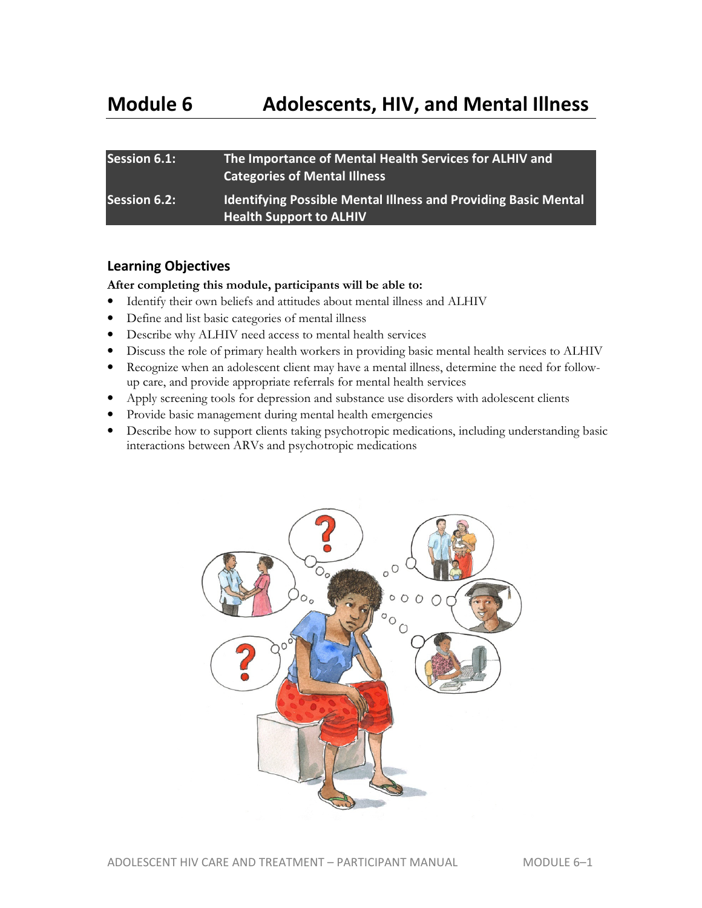# Module 6 Adolescents, HIV, and Mental Illness

| | |
|---|---|
| **Session 6.1:** | **The Importance of Mental Health Services for ALHIV and Categories of Mental Illness** |
| **Session 6.2:** | **Identifying Possible Mental Illness and Providing Basic Mental Health Support to ALHIV** |

## Learning Objectives

**After completing this module, participants will be able to:**

- Identify their own beliefs and attitudes about mental illness and ALHIV
- Define and list basic categories of mental illness
- Describe why ALHIV need access to mental health services
- Discuss the role of primary health workers in providing basic mental health services to ALHIV
- Recognize when an adolescent client may have a mental illness, determine the need for follow-up care, and provide appropriate referrals for mental health services
- Apply screening tools for depression and substance use disorders with adolescent clients
- Provide basic management during mental health emergencies
- Describe how to support clients taking psychotropic medications, including understanding basic interactions between ARVs and psychotropic medications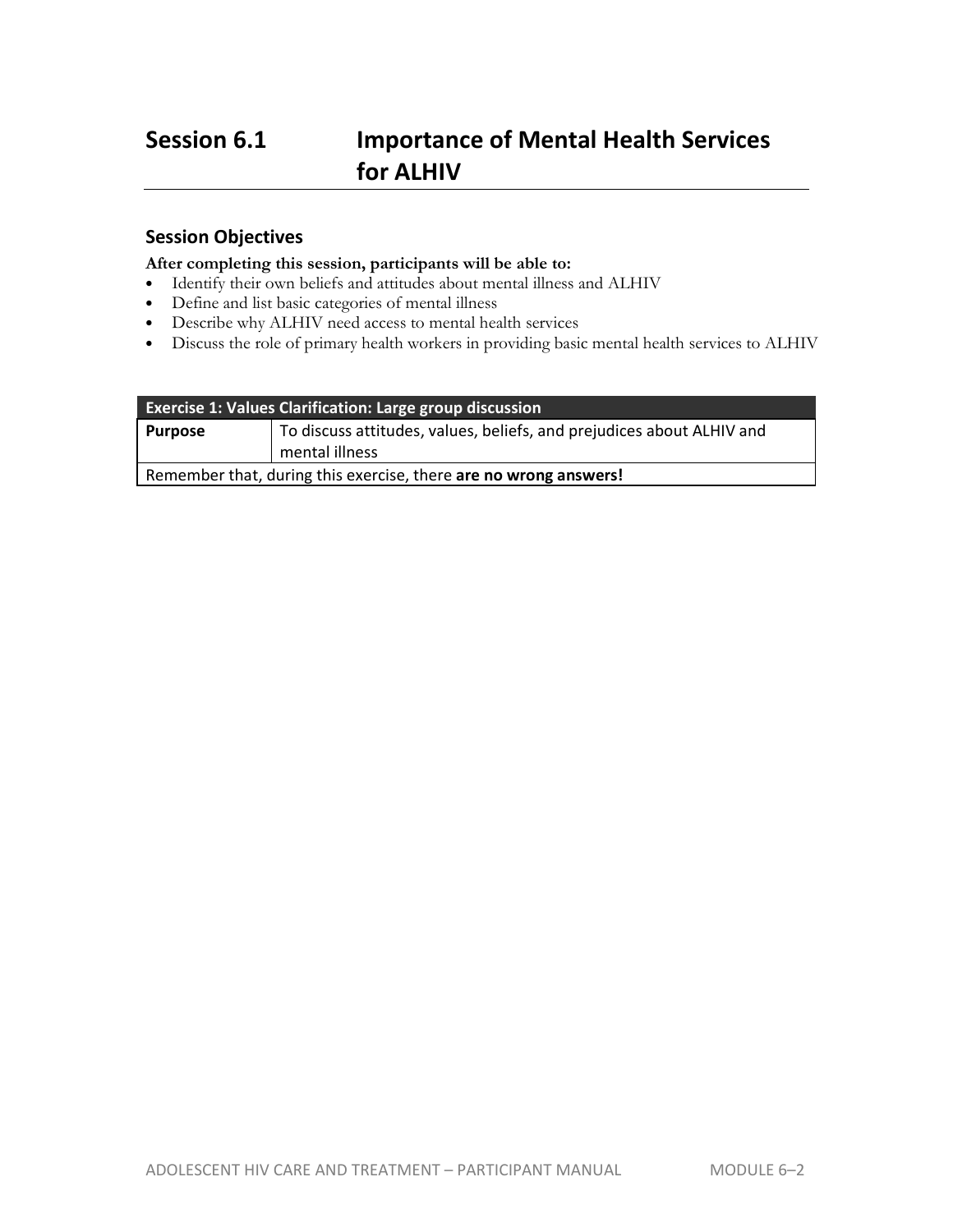# Session 6.1 Importance of Mental Health Services for ALHIV

## Session Objectives

**After completing this session, participants will be able to:**

- Identify their own beliefs and attitudes about mental illness and ALHIV
- Define and list basic categories of mental illness
- Describe why ALHIV need access to mental health services
- Discuss the role of primary health workers in providing basic mental health services to ALHIV

| Exercise 1: Values Clarification: Large group discussion | |
|---|---|
| **Purpose** | To discuss attitudes, values, beliefs, and prejudices about ALHIV and mental illness |
| Remember that, during this exercise, there **are no wrong answers!** | |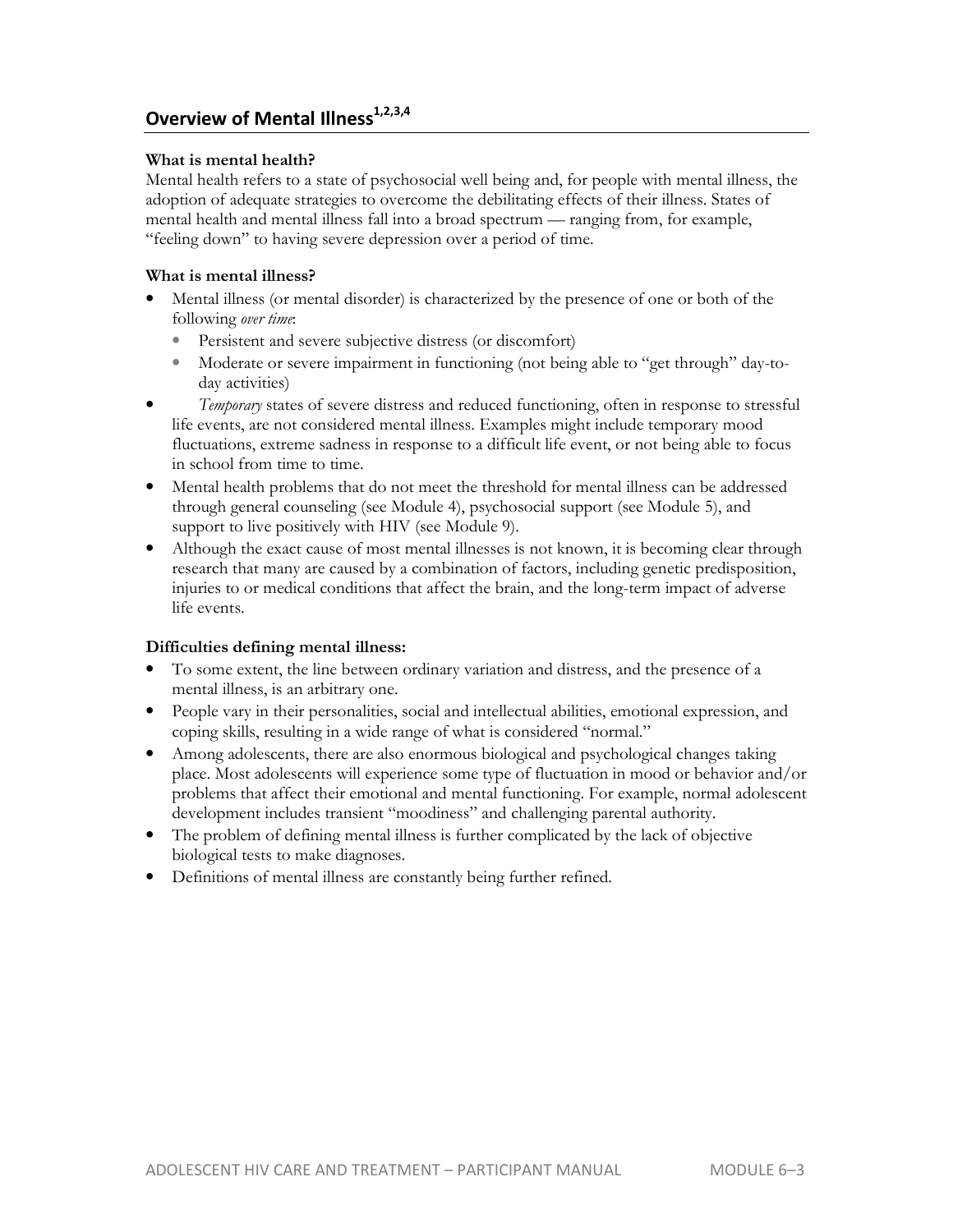## Overview of Mental Illness[1,2,3,4]

**What is mental health?**

Mental health refers to a state of psychosocial well being and, for people with mental illness, the adoption of adequate strategies to overcome the debilitating effects of their illness. States of mental health and mental illness fall into a broad spectrum — ranging from, for example, "feeling down" to having severe depression over a period of time.

**What is mental illness?**

- Mental illness (or mental disorder) is characterized by the presence of one or both of the following *over time*:
  - Persistent and severe subjective distress (or discomfort)
  - Moderate or severe impairment in functioning (not being able to "get through" day-to-day activities)
- *Temporary* states of severe distress and reduced functioning, often in response to stressful life events, are not considered mental illness. Examples might include temporary mood fluctuations, extreme sadness in response to a difficult life event, or not being able to focus in school from time to time.
- Mental health problems that do not meet the threshold for mental illness can be addressed through general counseling (see Module 4), psychosocial support (see Module 5), and support to live positively with HIV (see Module 9).
- Although the exact cause of most mental illnesses is not known, it is becoming clear through research that many are caused by a combination of factors, including genetic predisposition, injuries to or medical conditions that affect the brain, and the long-term impact of adverse life events.

**Difficulties defining mental illness:**

- To some extent, the line between ordinary variation and distress, and the presence of a mental illness, is an arbitrary one.
- People vary in their personalities, social and intellectual abilities, emotional expression, and coping skills, resulting in a wide range of what is considered "normal."
- Among adolescents, there are also enormous biological and psychological changes taking place. Most adolescents will experience some type of fluctuation in mood or behavior and/or problems that affect their emotional and mental functioning. For example, normal adolescent development includes transient "moodiness" and challenging parental authority.
- The problem of defining mental illness is further complicated by the lack of objective biological tests to make diagnoses.
- Definitions of mental illness are constantly being further refined.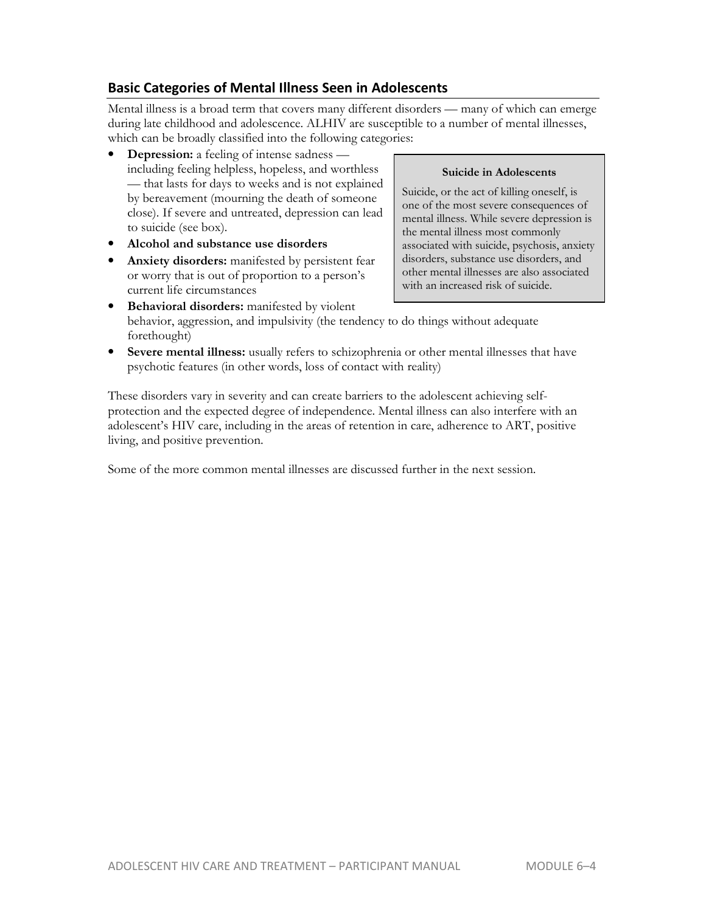## Basic Categories of Mental Illness Seen in Adolescents

Mental illness is a broad term that covers many different disorders — many of which can emerge during late childhood and adolescence. ALHIV are susceptible to a number of mental illnesses, which can be broadly classified into the following categories:

- **Depression:** a feeling of intense sadness — including feeling helpless, hopeless, and worthless — that lasts for days to weeks and is not explained by bereavement (mourning the death of someone close). If severe and untreated, depression can lead to suicide (see box).
- **Alcohol and substance use disorders**
- **Anxiety disorders:** manifested by persistent fear or worry that is out of proportion to a person's current life circumstances
- **Behavioral disorders:** manifested by violent behavior, aggression, and impulsivity (the tendency to do things without adequate forethought)
- **Severe mental illness:** usually refers to schizophrenia or other mental illnesses that have psychotic features (in other words, loss of contact with reality)

> **Suicide in Adolescents**
>
> Suicide, or the act of killing oneself, is one of the most severe consequences of mental illness. While severe depression is the mental illness most commonly associated with suicide, psychosis, anxiety disorders, substance use disorders, and other mental illnesses are also associated with an increased risk of suicide.

These disorders vary in severity and can create barriers to the adolescent achieving self-protection and the expected degree of independence. Mental illness can also interfere with an adolescent's HIV care, including in the areas of retention in care, adherence to ART, positive living, and positive prevention.

Some of the more common mental illnesses are discussed further in the next session.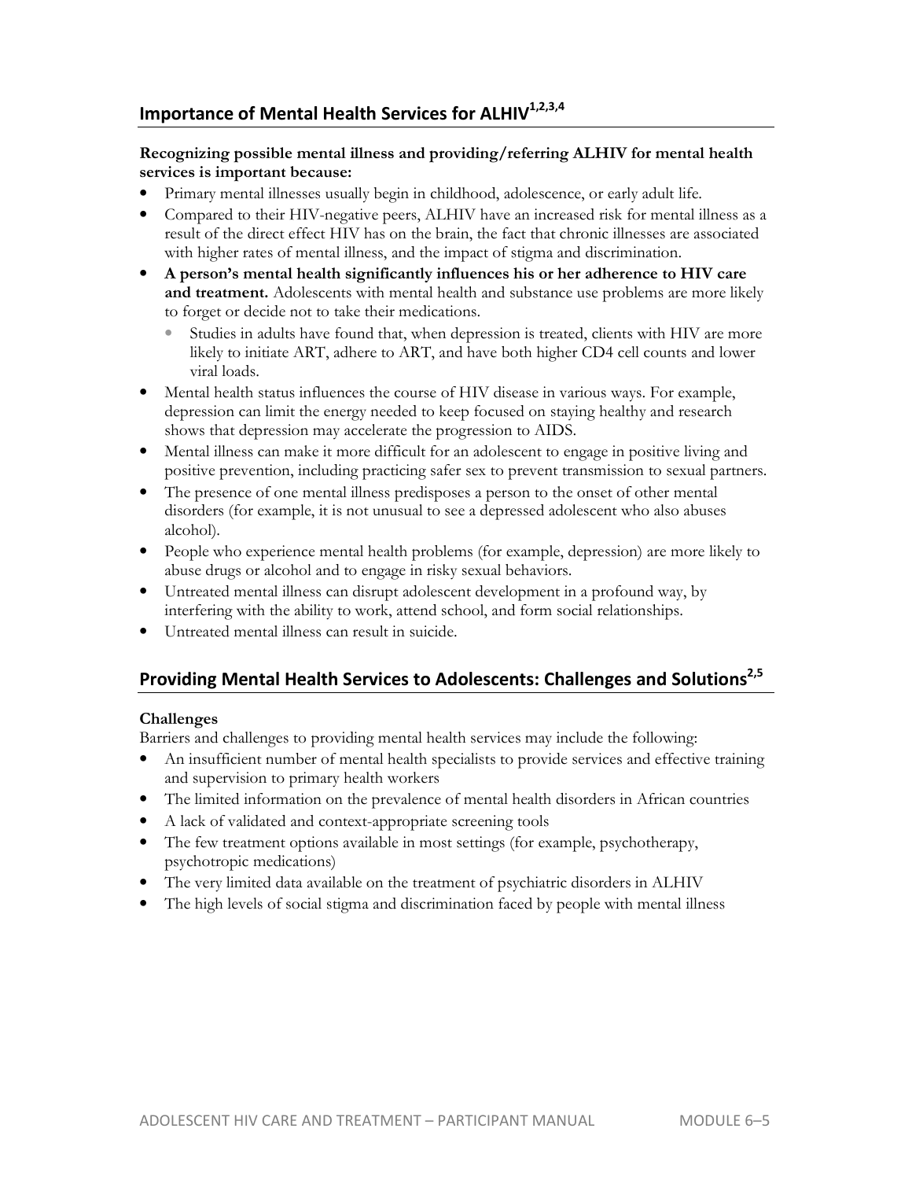## Importance of Mental Health Services for ALHIV[1,2,3,4]

**Recognizing possible mental illness and providing/referring ALHIV for mental health services is important because:**

- Primary mental illnesses usually begin in childhood, adolescence, or early adult life.
- Compared to their HIV-negative peers, ALHIV have an increased risk for mental illness as a result of the direct effect HIV has on the brain, the fact that chronic illnesses are associated with higher rates of mental illness, and the impact of stigma and discrimination.
- **A person's mental health significantly influences his or her adherence to HIV care and treatment.** Adolescents with mental health and substance use problems are more likely to forget or decide not to take their medications.
  - Studies in adults have found that, when depression is treated, clients with HIV are more likely to initiate ART, adhere to ART, and have both higher CD4 cell counts and lower viral loads.
- Mental health status influences the course of HIV disease in various ways. For example, depression can limit the energy needed to keep focused on staying healthy and research shows that depression may accelerate the progression to AIDS.
- Mental illness can make it more difficult for an adolescent to engage in positive living and positive prevention, including practicing safer sex to prevent transmission to sexual partners.
- The presence of one mental illness predisposes a person to the onset of other mental disorders (for example, it is not unusual to see a depressed adolescent who also abuses alcohol).
- People who experience mental health problems (for example, depression) are more likely to abuse drugs or alcohol and to engage in risky sexual behaviors.
- Untreated mental illness can disrupt adolescent development in a profound way, by interfering with the ability to work, attend school, and form social relationships.
- Untreated mental illness can result in suicide.

## Providing Mental Health Services to Adolescents: Challenges and Solutions[2,5]

**Challenges**

Barriers and challenges to providing mental health services may include the following:

- An insufficient number of mental health specialists to provide services and effective training and supervision to primary health workers
- The limited information on the prevalence of mental health disorders in African countries
- A lack of validated and context-appropriate screening tools
- The few treatment options available in most settings (for example, psychotherapy, psychotropic medications)
- The very limited data available on the treatment of psychiatric disorders in ALHIV
- The high levels of social stigma and discrimination faced by people with mental illness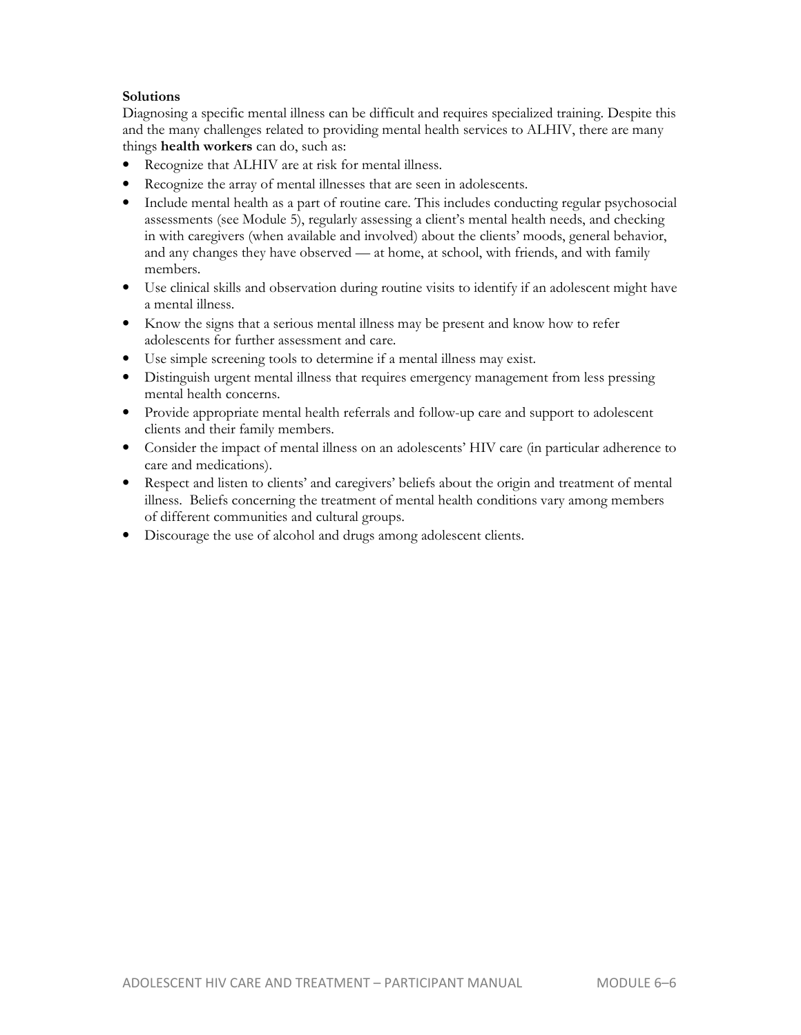**Solutions**

Diagnosing a specific mental illness can be difficult and requires specialized training. Despite this and the many challenges related to providing mental health services to ALHIV, there are many things **health workers** can do, such as:

- Recognize that ALHIV are at risk for mental illness.
- Recognize the array of mental illnesses that are seen in adolescents.
- Include mental health as a part of routine care. This includes conducting regular psychosocial assessments (see Module 5), regularly assessing a client's mental health needs, and checking in with caregivers (when available and involved) about the clients' moods, general behavior, and any changes they have observed — at home, at school, with friends, and with family members.
- Use clinical skills and observation during routine visits to identify if an adolescent might have a mental illness.
- Know the signs that a serious mental illness may be present and know how to refer adolescents for further assessment and care.
- Use simple screening tools to determine if a mental illness may exist.
- Distinguish urgent mental illness that requires emergency management from less pressing mental health concerns.
- Provide appropriate mental health referrals and follow-up care and support to adolescent clients and their family members.
- Consider the impact of mental illness on an adolescents' HIV care (in particular adherence to care and medications).
- Respect and listen to clients' and caregivers' beliefs about the origin and treatment of mental illness. Beliefs concerning the treatment of mental health conditions vary among members of different communities and cultural groups.
- Discourage the use of alcohol and drugs among adolescent clients.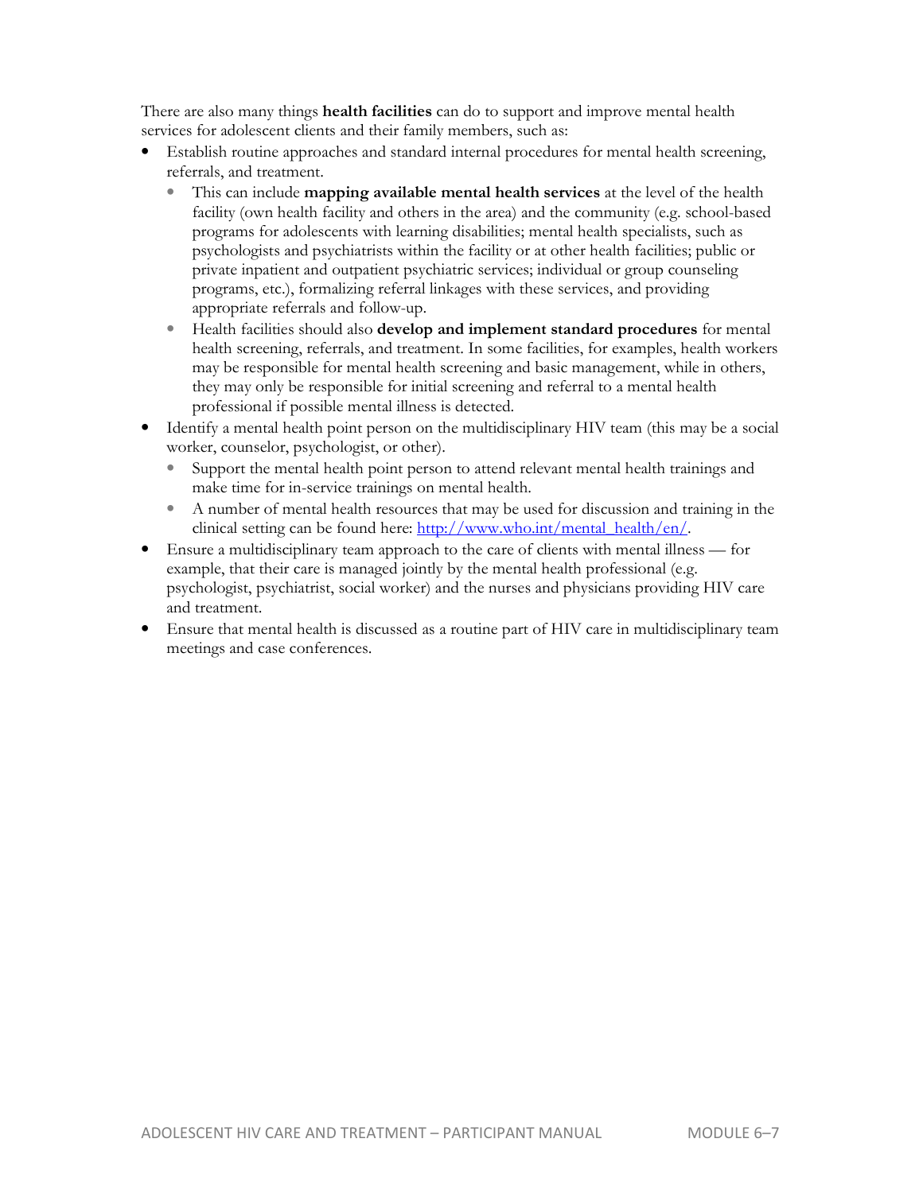There are also many things **health facilities** can do to support and improve mental health services for adolescent clients and their family members, such as:

- Establish routine approaches and standard internal procedures for mental health screening, referrals, and treatment.
  - This can include **mapping available mental health services** at the level of the health facility (own health facility and others in the area) and the community (e.g. school-based programs for adolescents with learning disabilities; mental health specialists, such as psychologists and psychiatrists within the facility or at other health facilities; public or private inpatient and outpatient psychiatric services; individual or group counseling programs, etc.), formalizing referral linkages with these services, and providing appropriate referrals and follow-up.
  - Health facilities should also **develop and implement standard procedures** for mental health screening, referrals, and treatment. In some facilities, for examples, health workers may be responsible for mental health screening and basic management, while in others, they may only be responsible for initial screening and referral to a mental health professional if possible mental illness is detected.
- Identify a mental health point person on the multidisciplinary HIV team (this may be a social worker, counselor, psychologist, or other).
  - Support the mental health point person to attend relevant mental health trainings and make time for in-service trainings on mental health.
  - A number of mental health resources that may be used for discussion and training in the clinical setting can be found here: [http://www.who.int/mental_health/en/](http://www.who.int/mental_health/en/).
- Ensure a multidisciplinary team approach to the care of clients with mental illness — for example, that their care is managed jointly by the mental health professional (e.g. psychologist, psychiatrist, social worker) and the nurses and physicians providing HIV care and treatment.
- Ensure that mental health is discussed as a routine part of HIV care in multidisciplinary team meetings and case conferences.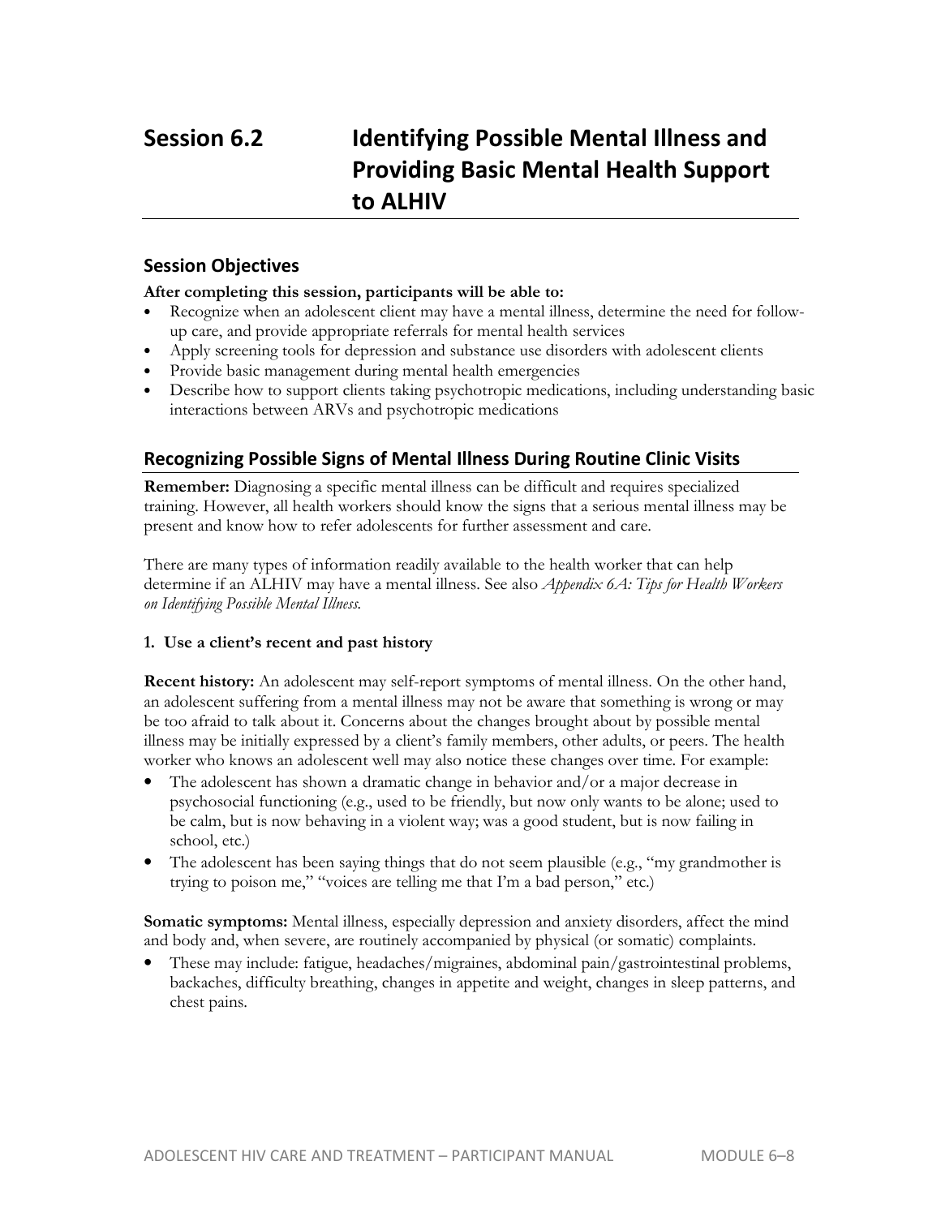# Session 6.2 Identifying Possible Mental Illness and Providing Basic Mental Health Support to ALHIV

## Session Objectives

**After completing this session, participants will be able to:**

- Recognize when an adolescent client may have a mental illness, determine the need for follow-up care, and provide appropriate referrals for mental health services
- Apply screening tools for depression and substance use disorders with adolescent clients
- Provide basic management during mental health emergencies
- Describe how to support clients taking psychotropic medications, including understanding basic interactions between ARVs and psychotropic medications

## Recognizing Possible Signs of Mental Illness During Routine Clinic Visits

**Remember:** Diagnosing a specific mental illness can be difficult and requires specialized training. However, all health workers should know the signs that a serious mental illness may be present and know how to refer adolescents for further assessment and care.

There are many types of information readily available to the health worker that can help determine if an ALHIV may have a mental illness. See also *Appendix 6A: Tips for Health Workers on Identifying Possible Mental Illness.*

### 1. Use a client's recent and past history

**Recent history:** An adolescent may self-report symptoms of mental illness. On the other hand, an adolescent suffering from a mental illness may not be aware that something is wrong or may be too afraid to talk about it. Concerns about the changes brought about by possible mental illness may be initially expressed by a client's family members, other adults, or peers. The health worker who knows an adolescent well may also notice these changes over time. For example:

- The adolescent has shown a dramatic change in behavior and/or a major decrease in psychosocial functioning (e.g., used to be friendly, but now only wants to be alone; used to be calm, but is now behaving in a violent way; was a good student, but is now failing in school, etc.)
- The adolescent has been saying things that do not seem plausible (e.g., "my grandmother is trying to poison me," "voices are telling me that I'm a bad person," etc.)

**Somatic symptoms:** Mental illness, especially depression and anxiety disorders, affect the mind and body and, when severe, are routinely accompanied by physical (or somatic) complaints.

- These may include: fatigue, headaches/migraines, abdominal pain/gastrointestinal problems, backaches, difficulty breathing, changes in appetite and weight, changes in sleep patterns, and chest pains.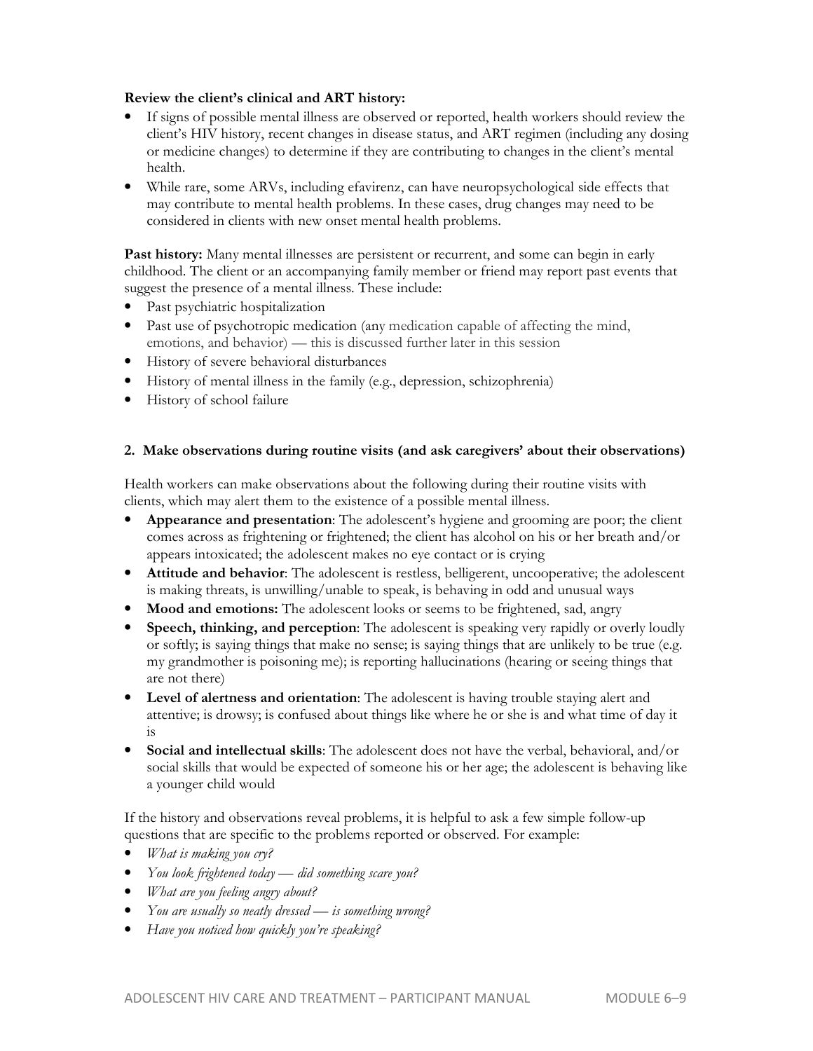**Review the client's clinical and ART history:**

- If signs of possible mental illness are observed or reported, health workers should review the client's HIV history, recent changes in disease status, and ART regimen (including any dosing or medicine changes) to determine if they are contributing to changes in the client's mental health.
- While rare, some ARVs, including efavirenz, can have neuropsychological side effects that may contribute to mental health problems. In these cases, drug changes may need to be considered in clients with new onset mental health problems.

**Past history:** Many mental illnesses are persistent or recurrent, and some can begin in early childhood. The client or an accompanying family member or friend may report past events that suggest the presence of a mental illness. These include:

- Past psychiatric hospitalization
- Past use of psychotropic medication (any medication capable of affecting the mind, emotions, and behavior) — this is discussed further later in this session
- History of severe behavioral disturbances
- History of mental illness in the family (e.g., depression, schizophrenia)
- History of school failure

**2. Make observations during routine visits (and ask caregivers' about their observations)**

Health workers can make observations about the following during their routine visits with clients, which may alert them to the existence of a possible mental illness.

- **Appearance and presentation**: The adolescent's hygiene and grooming are poor; the client comes across as frightening or frightened; the client has alcohol on his or her breath and/or appears intoxicated; the adolescent makes no eye contact or is crying
- **Attitude and behavior**: The adolescent is restless, belligerent, uncooperative; the adolescent is making threats, is unwilling/unable to speak, is behaving in odd and unusual ways
- **Mood and emotions:** The adolescent looks or seems to be frightened, sad, angry
- **Speech, thinking, and perception**: The adolescent is speaking very rapidly or overly loudly or softly; is saying things that make no sense; is saying things that are unlikely to be true (e.g. my grandmother is poisoning me); is reporting hallucinations (hearing or seeing things that are not there)
- **Level of alertness and orientation**: The adolescent is having trouble staying alert and attentive; is drowsy; is confused about things like where he or she is and what time of day it is
- **Social and intellectual skills**: The adolescent does not have the verbal, behavioral, and/or social skills that would be expected of someone his or her age; the adolescent is behaving like a younger child would

If the history and observations reveal problems, it is helpful to ask a few simple follow-up questions that are specific to the problems reported or observed. For example:

- *What is making you cry?*
- *You look frightened today — did something scare you?*
- *What are you feeling angry about?*
- *You are usually so neatly dressed — is something wrong?*
- *Have you noticed how quickly you're speaking?*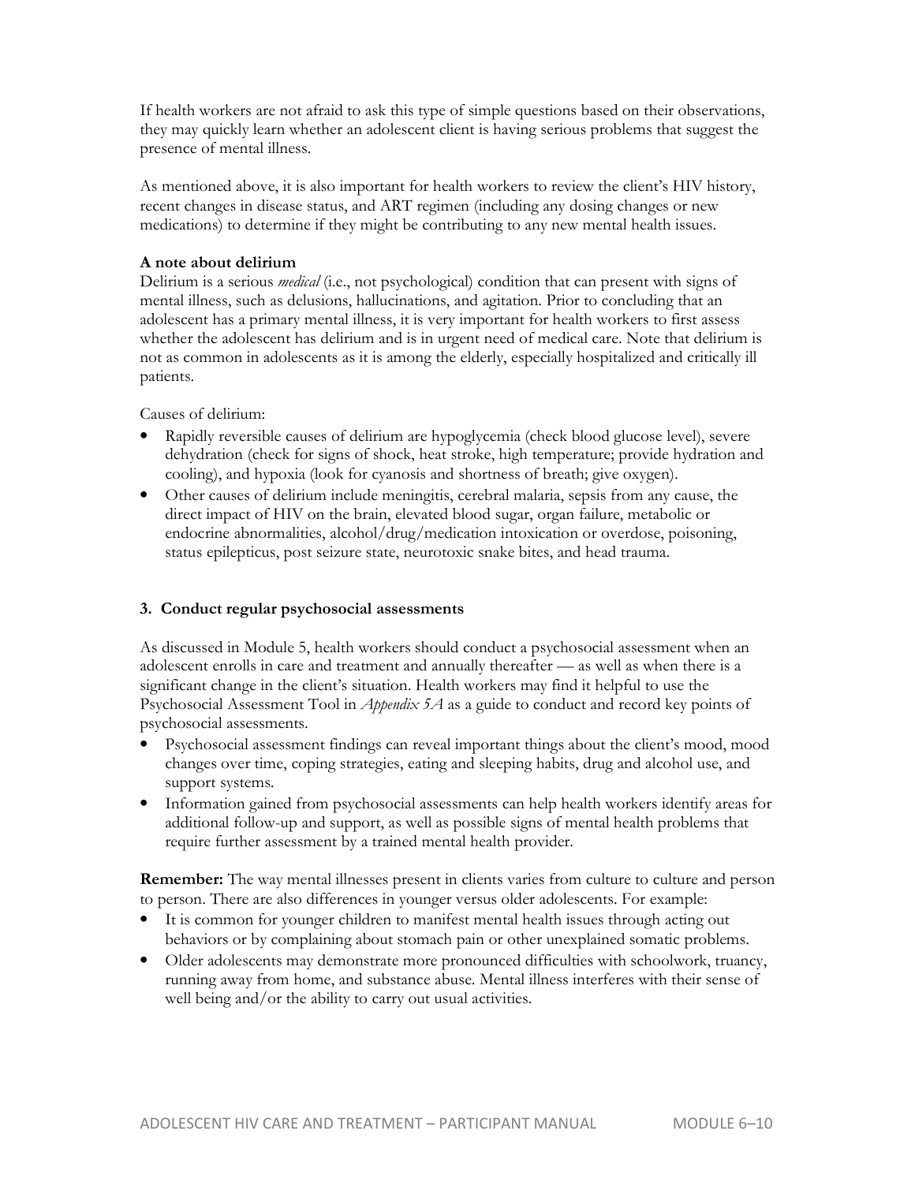If health workers are not afraid to ask this type of simple questions based on their observations, they may quickly learn whether an adolescent client is having serious problems that suggest the presence of mental illness.

As mentioned above, it is also important for health workers to review the client's HIV history, recent changes in disease status, and ART regimen (including any dosing changes or new medications) to determine if they might be contributing to any new mental health issues.

**A note about delirium**

Delirium is a serious *medical* (i.e., not psychological) condition that can present with signs of mental illness, such as delusions, hallucinations, and agitation. Prior to concluding that an adolescent has a primary mental illness, it is very important for health workers to first assess whether the adolescent has delirium and is in urgent need of medical care. Note that delirium is not as common in adolescents as it is among the elderly, especially hospitalized and critically ill patients.

Causes of delirium:

- Rapidly reversible causes of delirium are hypoglycemia (check blood glucose level), severe dehydration (check for signs of shock, heat stroke, high temperature; provide hydration and cooling), and hypoxia (look for cyanosis and shortness of breath; give oxygen).
- Other causes of delirium include meningitis, cerebral malaria, sepsis from any cause, the direct impact of HIV on the brain, elevated blood sugar, organ failure, metabolic or endocrine abnormalities, alcohol/drug/medication intoxication or overdose, poisoning, status epilepticus, post seizure state, neurotoxic snake bites, and head trauma.

### 3. Conduct regular psychosocial assessments

As discussed in Module 5, health workers should conduct a psychosocial assessment when an adolescent enrolls in care and treatment and annually thereafter — as well as when there is a significant change in the client's situation. Health workers may find it helpful to use the Psychosocial Assessment Tool in *Appendix 5A* as a guide to conduct and record key points of psychosocial assessments.

- Psychosocial assessment findings can reveal important things about the client's mood, mood changes over time, coping strategies, eating and sleeping habits, drug and alcohol use, and support systems.
- Information gained from psychosocial assessments can help health workers identify areas for additional follow-up and support, as well as possible signs of mental health problems that require further assessment by a trained mental health provider.

**Remember:** The way mental illnesses present in clients varies from culture to culture and person to person. There are also differences in younger versus older adolescents. For example:

- It is common for younger children to manifest mental health issues through acting out behaviors or by complaining about stomach pain or other unexplained somatic problems.
- Older adolescents may demonstrate more pronounced difficulties with schoolwork, truancy, running away from home, and substance abuse. Mental illness interferes with their sense of well being and/or the ability to carry out usual activities.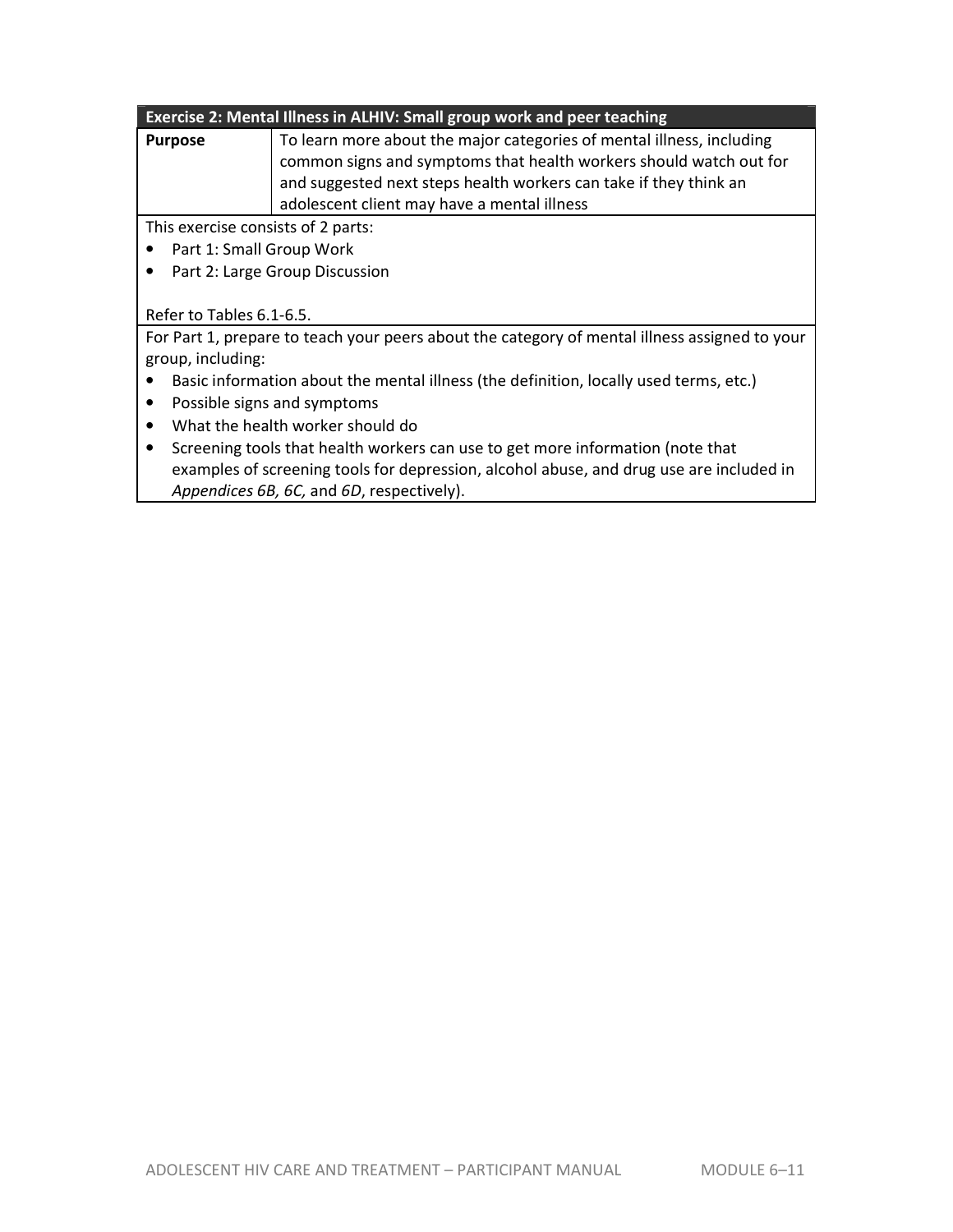| Exercise 2: Mental Illness in ALHIV: Small group work and peer teaching | |
|---|---|
| **Purpose** | To learn more about the major categories of mental illness, including common signs and symptoms that health workers should watch out for and suggested next steps health workers can take if they think an adolescent client may have a mental illness |

This exercise consists of 2 parts:

- Part 1: Small Group Work
- Part 2: Large Group Discussion

Refer to Tables 6.1-6.5.

For Part 1, prepare to teach your peers about the category of mental illness assigned to your group, including:

- Basic information about the mental illness (the definition, locally used terms, etc.)
- Possible signs and symptoms
- What the health worker should do
- Screening tools that health workers can use to get more information (note that examples of screening tools for depression, alcohol abuse, and drug use are included in *Appendices 6B, 6C,* and *6D*, respectively).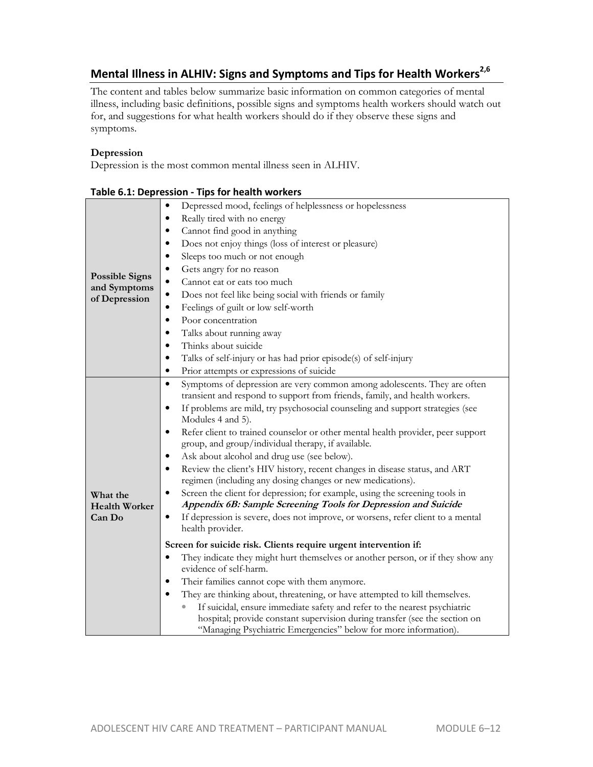## Mental Illness in ALHIV: Signs and Symptoms and Tips for Health Workers[2,6]

The content and tables below summarize basic information on common categories of mental illness, including basic definitions, possible signs and symptoms health workers should watch out for, and suggestions for what health workers should do if they observe these signs and symptoms.

**Depression**

Depression is the most common mental illness seen in ALHIV.

**Table 6.1: Depression - Tips for health workers**

| | |
|---|---|
| **Possible Signs and Symptoms of Depression** | • Depressed mood, feelings of helplessness or hopelessness<br>• Really tired with no energy<br>• Cannot find good in anything<br>• Does not enjoy things (loss of interest or pleasure)<br>• Sleeps too much or not enough<br>• Gets angry for no reason<br>• Cannot eat or eats too much<br>• Does not feel like being social with friends or family<br>• Feelings of guilt or low self-worth<br>• Poor concentration<br>• Talks about running away<br>• Thinks about suicide<br>• Talks of self-injury or has had prior episode(s) of self-injury<br>• Prior attempts or expressions of suicide |
| **What the Health Worker Can Do** | • Symptoms of depression are very common among adolescents. They are often transient and respond to support from friends, family, and health workers.<br>• If problems are mild, try psychosocial counseling and support strategies (see Modules 4 and 5).<br>• Refer client to trained counselor or other mental health provider, peer support group, and group/individual therapy, if available.<br>• Ask about alcohol and drug use (see below).<br>• Review the client's HIV history, recent changes in disease status, and ART regimen (including any dosing changes or new medications).<br>• Screen the client for depression; for example, using the screening tools in ***Appendix 6B: Sample Screening Tools for Depression and Suicide***<br>• If depression is severe, does not improve, or worsens, refer client to a mental health provider.<br><br>**Screen for suicide risk. Clients require urgent intervention if:**<br>• They indicate they might hurt themselves or another person, or if they show any evidence of self-harm.<br>• Their families cannot cope with them anymore.<br>• They are thinking about, threatening, or have attempted to kill themselves.<br>&nbsp;&nbsp;&nbsp;&nbsp;• If suicidal, ensure immediate safety and refer to the nearest psychiatric hospital; provide constant supervision during transfer (see the section on "Managing Psychiatric Emergencies" below for more information). |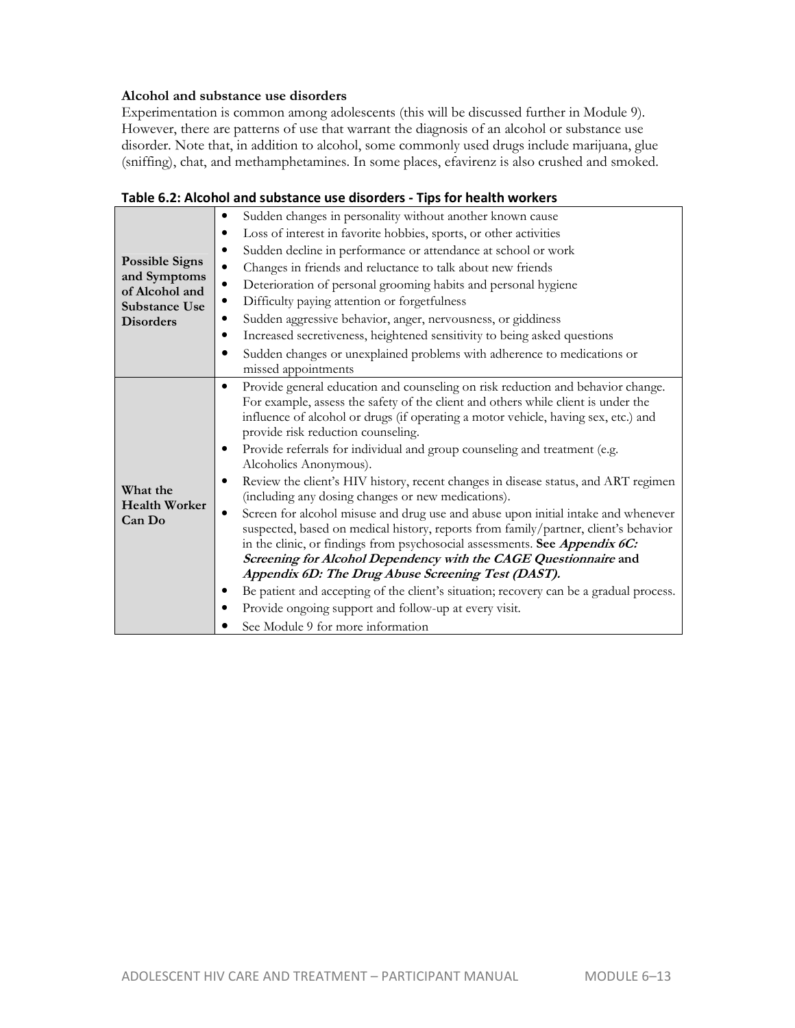**Alcohol and substance use disorders**

Experimentation is common among adolescents (this will be discussed further in Module 9). However, there are patterns of use that warrant the diagnosis of an alcohol or substance use disorder. Note that, in addition to alcohol, some commonly used drugs include marijuana, glue (sniffing), chat, and methamphetamines. In some places, efavirenz is also crushed and smoked.

**Table 6.2: Alcohol and substance use disorders - Tips for health workers**

| | |
|---|---|
| **Possible Signs and Symptoms of Alcohol and Substance Use Disorders** | • Sudden changes in personality without another known cause<br>• Loss of interest in favorite hobbies, sports, or other activities<br>• Sudden decline in performance or attendance at school or work<br>• Changes in friends and reluctance to talk about new friends<br>• Deterioration of personal grooming habits and personal hygiene<br>• Difficulty paying attention or forgetfulness<br>• Sudden aggressive behavior, anger, nervousness, or giddiness<br>• Increased secretiveness, heightened sensitivity to being asked questions<br>• Sudden changes or unexplained problems with adherence to medications or missed appointments |
| **What the Health Worker Can Do** | • Provide general education and counseling on risk reduction and behavior change. For example, assess the safety of the client and others while client is under the influence of alcohol or drugs (if operating a motor vehicle, having sex, etc.) and provide risk reduction counseling.<br>• Provide referrals for individual and group counseling and treatment (e.g. Alcoholics Anonymous).<br>• Review the client's HIV history, recent changes in disease status, and ART regimen (including any dosing changes or new medications).<br>• Screen for alcohol misuse and drug use and abuse upon initial intake and whenever suspected, based on medical history, reports from family/partner, client's behavior in the clinic, or findings from psychosocial assessments. **See *Appendix 6C: Screening for Alcohol Dependency with the CAGE Questionnaire* and *Appendix 6D: The Drug Abuse Screening Test (DAST).***<br>• Be patient and accepting of the client's situation; recovery can be a gradual process.<br>• Provide ongoing support and follow-up at every visit.<br>• See Module 9 for more information |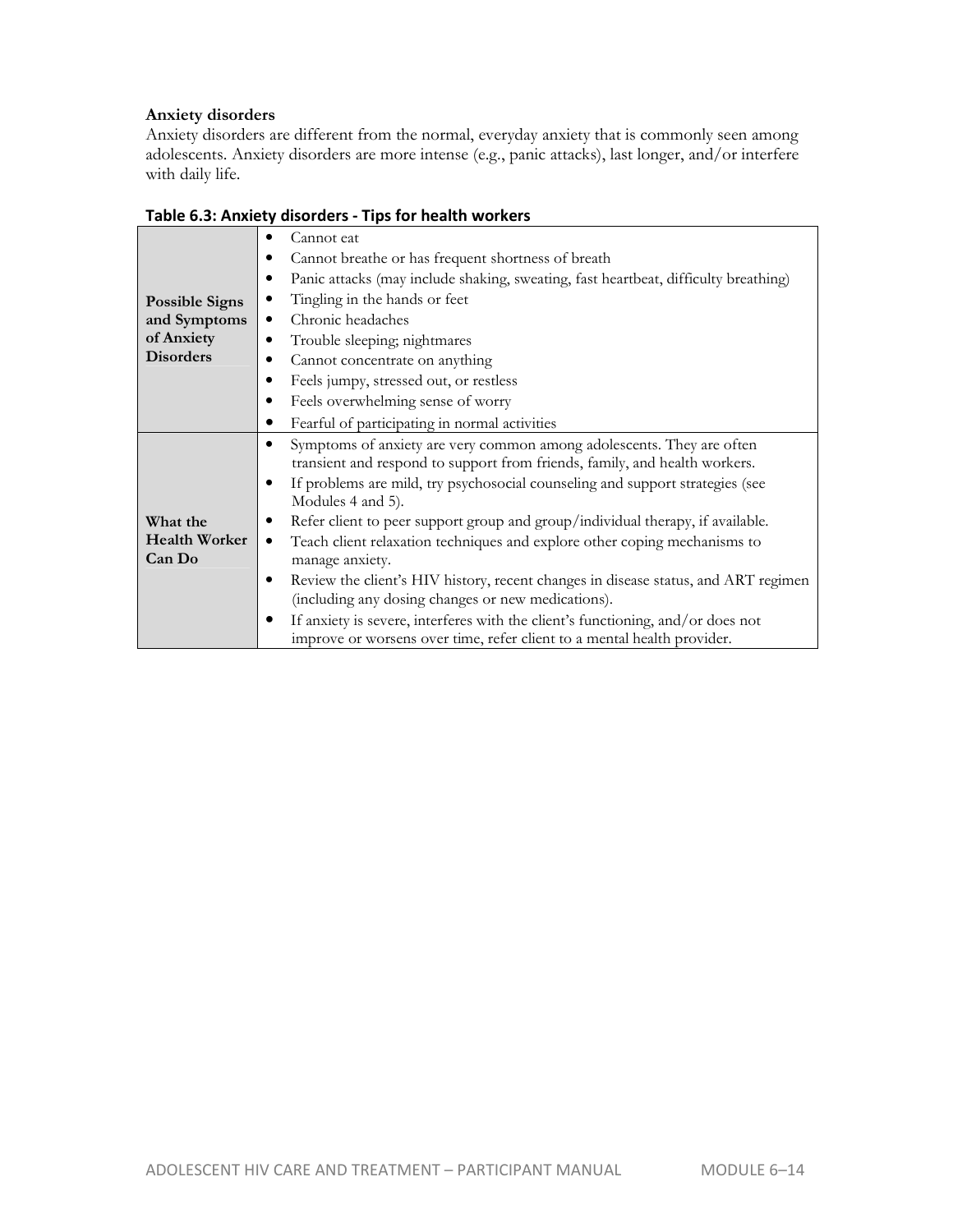**Anxiety disorders**

Anxiety disorders are different from the normal, everyday anxiety that is commonly seen among adolescents. Anxiety disorders are more intense (e.g., panic attacks), last longer, and/or interfere with daily life.

**Table 6.3: Anxiety disorders - Tips for health workers**

| | |
|---|---|
| **Possible Signs and Symptoms of Anxiety Disorders** | • Cannot eat<br>• Cannot breathe or has frequent shortness of breath<br>• Panic attacks (may include shaking, sweating, fast heartbeat, difficulty breathing)<br>• Tingling in the hands or feet<br>• Chronic headaches<br>• Trouble sleeping; nightmares<br>• Cannot concentrate on anything<br>• Feels jumpy, stressed out, or restless<br>• Feels overwhelming sense of worry<br>• Fearful of participating in normal activities |
| **What the Health Worker Can Do** | • Symptoms of anxiety are very common among adolescents. They are often transient and respond to support from friends, family, and health workers.<br>• If problems are mild, try psychosocial counseling and support strategies (see Modules 4 and 5).<br>• Refer client to peer support group and group/individual therapy, if available.<br>• Teach client relaxation techniques and explore other coping mechanisms to manage anxiety.<br>• Review the client's HIV history, recent changes in disease status, and ART regimen (including any dosing changes or new medications).<br>• If anxiety is severe, interferes with the client's functioning, and/or does not improve or worsens over time, refer client to a mental health provider. |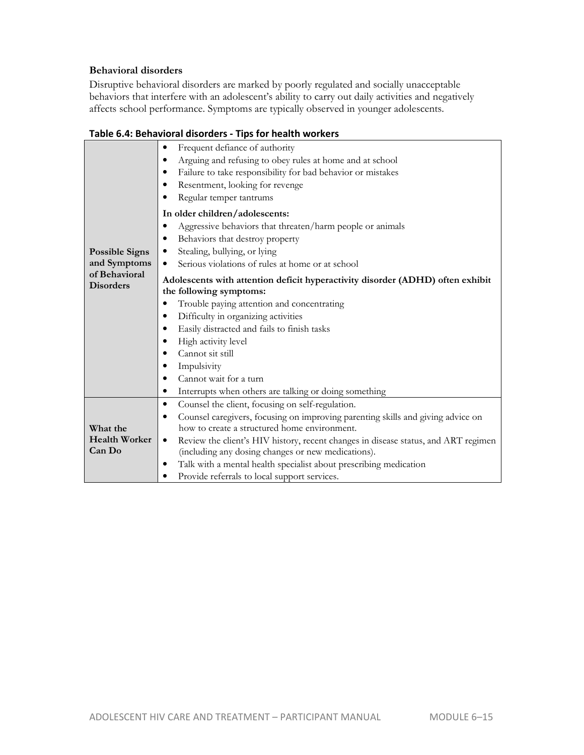**Behavioral disorders**

Disruptive behavioral disorders are marked by poorly regulated and socially unacceptable behaviors that interfere with an adolescent's ability to carry out daily activities and negatively affects school performance. Symptoms are typically observed in younger adolescents.

**Table 6.4: Behavioral disorders - Tips for health workers**

| | |
|---|---|
| **Possible Signs and Symptoms of Behavioral Disorders** | • Frequent defiance of authority<br>• Arguing and refusing to obey rules at home and at school<br>• Failure to take responsibility for bad behavior or mistakes<br>• Resentment, looking for revenge<br>• Regular temper tantrums<br>**In older children/adolescents:**<br>• Aggressive behaviors that threaten/harm people or animals<br>• Behaviors that destroy property<br>• Stealing, bullying, or lying<br>• Serious violations of rules at home or at school<br>**Adolescents with attention deficit hyperactivity disorder (ADHD) often exhibit the following symptoms:**<br>• Trouble paying attention and concentrating<br>• Difficulty in organizing activities<br>• Easily distracted and fails to finish tasks<br>• High activity level<br>• Cannot sit still<br>• Impulsivity<br>• Cannot wait for a turn<br>• Interrupts when others are talking or doing something |
| **What the Health Worker Can Do** | • Counsel the client, focusing on self-regulation.<br>• Counsel caregivers, focusing on improving parenting skills and giving advice on how to create a structured home environment.<br>• Review the client's HIV history, recent changes in disease status, and ART regimen (including any dosing changes or new medications).<br>• Talk with a mental health specialist about prescribing medication<br>• Provide referrals to local support services. |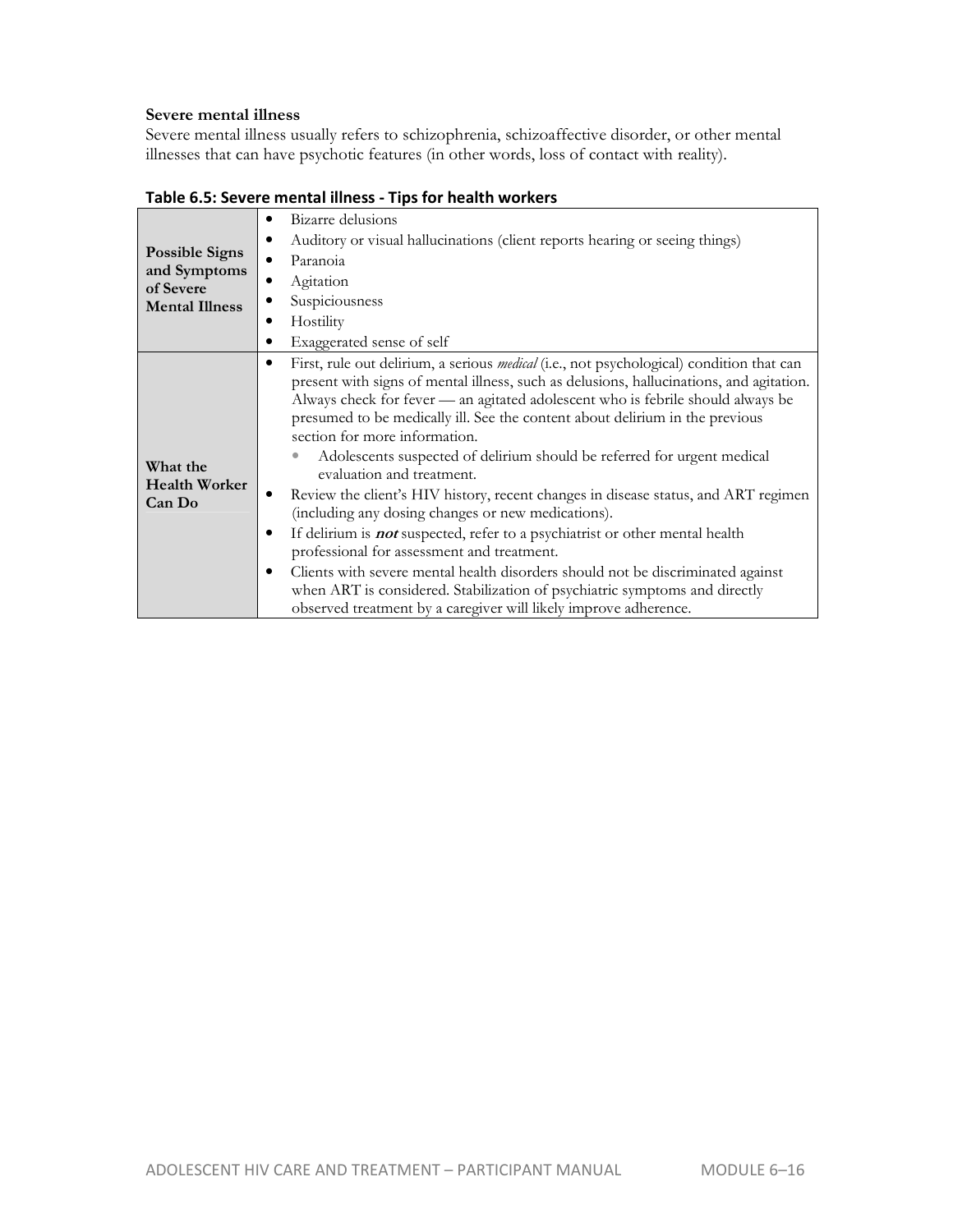**Severe mental illness**

Severe mental illness usually refers to schizophrenia, schizoaffective disorder, or other mental illnesses that can have psychotic features (in other words, loss of contact with reality).

**Table 6.5: Severe mental illness - Tips for health workers**

| | |
|---|---|
| **Possible Signs and Symptoms of Severe Mental Illness** | • Bizarre delusions<br>• Auditory or visual hallucinations (client reports hearing or seeing things)<br>• Paranoia<br>• Agitation<br>• Suspiciousness<br>• Hostility<br>• Exaggerated sense of self |
| **What the Health Worker Can Do** | • First, rule out delirium, a serious *medical* (i.e., not psychological) condition that can present with signs of mental illness, such as delusions, hallucinations, and agitation. Always check for fever — an agitated adolescent who is febrile should always be presumed to be medically ill. See the content about delirium in the previous section for more information.<br>  ◦ Adolescents suspected of delirium should be referred for urgent medical evaluation and treatment.<br>• Review the client's HIV history, recent changes in disease status, and ART regimen (including any dosing changes or new medications).<br>• If delirium is ***not*** suspected, refer to a psychiatrist or other mental health professional for assessment and treatment.<br>• Clients with severe mental health disorders should not be discriminated against when ART is considered. Stabilization of psychiatric symptoms and directly observed treatment by a caregiver will likely improve adherence. |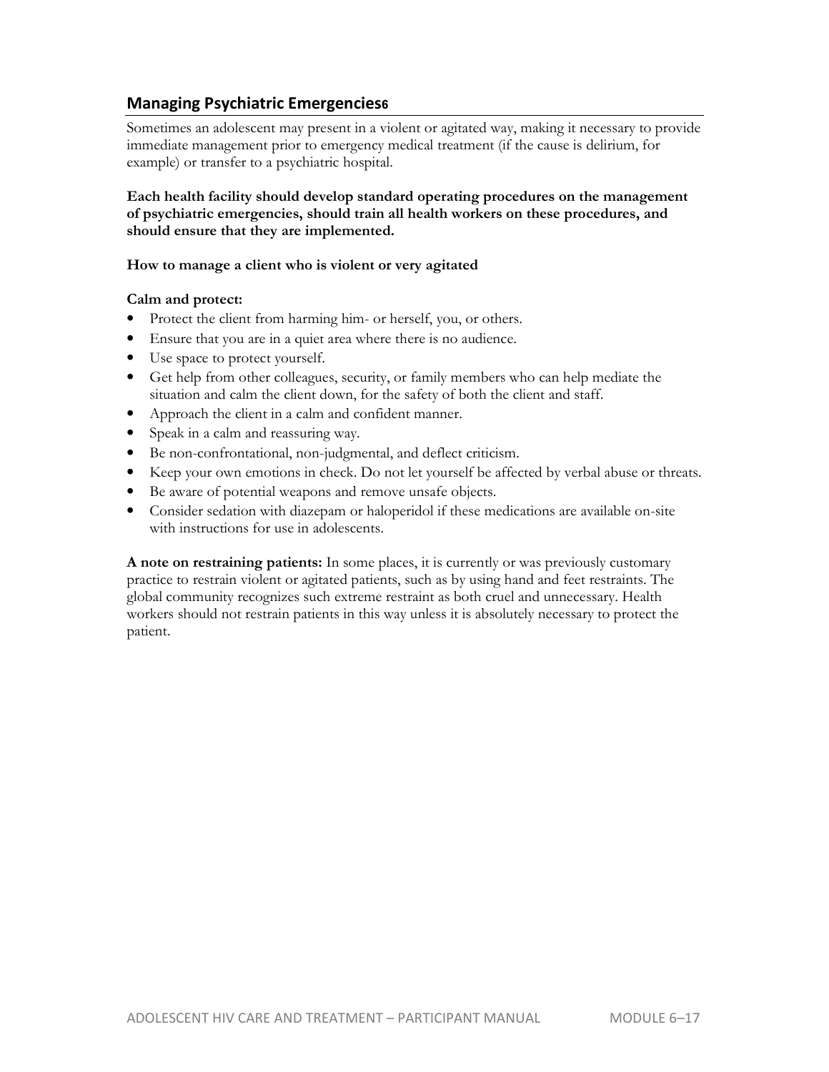## Managing Psychiatric Emergencies[6]

Sometimes an adolescent may present in a violent or agitated way, making it necessary to provide immediate management prior to emergency medical treatment (if the cause is delirium, for example) or transfer to a psychiatric hospital.

**Each health facility should develop standard operating procedures on the management of psychiatric emergencies, should train all health workers on these procedures, and should ensure that they are implemented.**

**How to manage a client who is violent or very agitated**

**Calm and protect:**

- Protect the client from harming him- or herself, you, or others.
- Ensure that you are in a quiet area where there is no audience.
- Use space to protect yourself.
- Get help from other colleagues, security, or family members who can help mediate the situation and calm the client down, for the safety of both the client and staff.
- Approach the client in a calm and confident manner.
- Speak in a calm and reassuring way.
- Be non-confrontational, non-judgmental, and deflect criticism.
- Keep your own emotions in check. Do not let yourself be affected by verbal abuse or threats.
- Be aware of potential weapons and remove unsafe objects.
- Consider sedation with diazepam or haloperidol if these medications are available on-site with instructions for use in adolescents.

**A note on restraining patients:** In some places, it is currently or was previously customary practice to restrain violent or agitated patients, such as by using hand and feet restraints. The global community recognizes such extreme restraint as both cruel and unnecessary. Health workers should not restrain patients in this way unless it is absolutely necessary to protect the patient.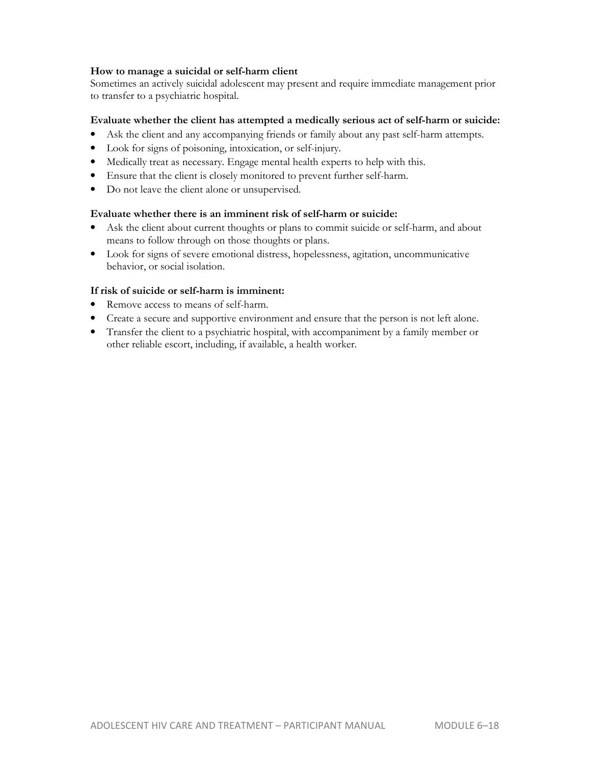**How to manage a suicidal or self-harm client**

Sometimes an actively suicidal adolescent may present and require immediate management prior to transfer to a psychiatric hospital.

**Evaluate whether the client has attempted a medically serious act of self-harm or suicide:**

- Ask the client and any accompanying friends or family about any past self-harm attempts.
- Look for signs of poisoning, intoxication, or self-injury.
- Medically treat as necessary. Engage mental health experts to help with this.
- Ensure that the client is closely monitored to prevent further self-harm.
- Do not leave the client alone or unsupervised.

**Evaluate whether there is an imminent risk of self-harm or suicide:**

- Ask the client about current thoughts or plans to commit suicide or self-harm, and about means to follow through on those thoughts or plans.
- Look for signs of severe emotional distress, hopelessness, agitation, uncommunicative behavior, or social isolation.

**If risk of suicide or self-harm is imminent:**

- Remove access to means of self-harm.
- Create a secure and supportive environment and ensure that the person is not left alone.
- Transfer the client to a psychiatric hospital, with accompaniment by a family member or other reliable escort, including, if available, a health worker.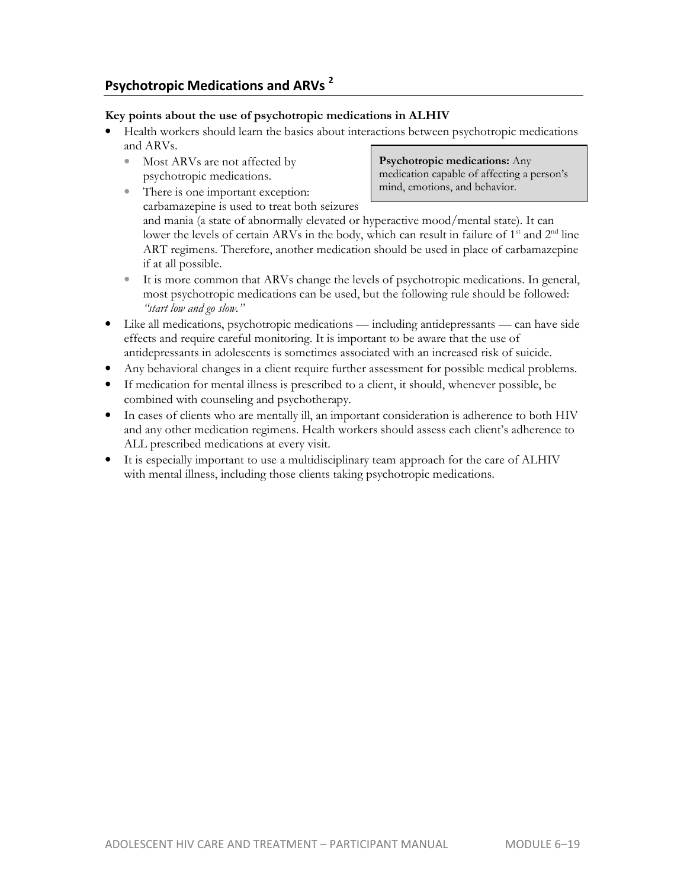## Psychotropic Medications and ARVs [2]

**Key points about the use of psychotropic medications in ALHIV**

> **Psychotropic medications:** Any medication capable of affecting a person's mind, emotions, and behavior.

- Health workers should learn the basics about interactions between psychotropic medications and ARVs.
  - Most ARVs are not affected by psychotropic medications.
  - There is one important exception: carbamazepine is used to treat both seizures and mania (a state of abnormally elevated or hyperactive mood/mental state). It can lower the levels of certain ARVs in the body, which can result in failure of 1st and 2nd line ART regimens. Therefore, another medication should be used in place of carbamazepine if at all possible.
  - It is more common that ARVs change the levels of psychotropic medications. In general, most psychotropic medications can be used, but the following rule should be followed: *"start low and go slow."*
- Like all medications, psychotropic medications — including antidepressants — can have side effects and require careful monitoring. It is important to be aware that the use of antidepressants in adolescents is sometimes associated with an increased risk of suicide.
- Any behavioral changes in a client require further assessment for possible medical problems.
- If medication for mental illness is prescribed to a client, it should, whenever possible, be combined with counseling and psychotherapy.
- In cases of clients who are mentally ill, an important consideration is adherence to both HIV and any other medication regimens. Health workers should assess each client's adherence to ALL prescribed medications at every visit.
- It is especially important to use a multidisciplinary team approach for the care of ALHIV with mental illness, including those clients taking psychotropic medications.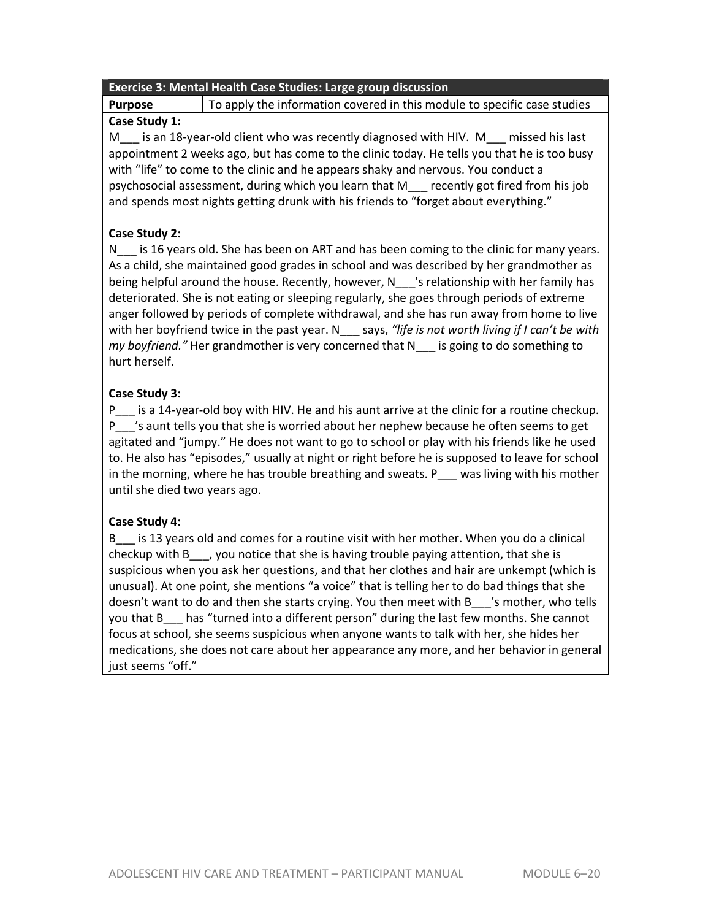| Exercise 3: Mental Health Case Studies: Large group discussion | |
|---|---|
| **Purpose** | To apply the information covered in this module to specific case studies |

**Case Study 1:**

M___ is an 18-year-old client who was recently diagnosed with HIV. M___ missed his last appointment 2 weeks ago, but has come to the clinic today. He tells you that he is too busy with "life" to come to the clinic and he appears shaky and nervous. You conduct a psychosocial assessment, during which you learn that M___ recently got fired from his job and spends most nights getting drunk with his friends to "forget about everything."

**Case Study 2:**

N___ is 16 years old. She has been on ART and has been coming to the clinic for many years. As a child, she maintained good grades in school and was described by her grandmother as being helpful around the house. Recently, however, N___'s relationship with her family has deteriorated. She is not eating or sleeping regularly, she goes through periods of extreme anger followed by periods of complete withdrawal, and she has run away from home to live with her boyfriend twice in the past year. N___ says, *"life is not worth living if I can't be with my boyfriend."* Her grandmother is very concerned that N___ is going to do something to hurt herself.

**Case Study 3:**

P___ is a 14-year-old boy with HIV. He and his aunt arrive at the clinic for a routine checkup. P___'s aunt tells you that she is worried about her nephew because he often seems to get agitated and "jumpy." He does not want to go to school or play with his friends like he used to. He also has "episodes," usually at night or right before he is supposed to leave for school in the morning, where he has trouble breathing and sweats. P___ was living with his mother until she died two years ago.

**Case Study 4:**

B___ is 13 years old and comes for a routine visit with her mother. When you do a clinical checkup with B___, you notice that she is having trouble paying attention, that she is suspicious when you ask her questions, and that her clothes and hair are unkempt (which is unusual). At one point, she mentions "a voice" that is telling her to do bad things that she doesn't want to do and then she starts crying. You then meet with B___'s mother, who tells you that B___ has "turned into a different person" during the last few months. She cannot focus at school, she seems suspicious when anyone wants to talk with her, she hides her medications, she does not care about her appearance any more, and her behavior in general just seems "off."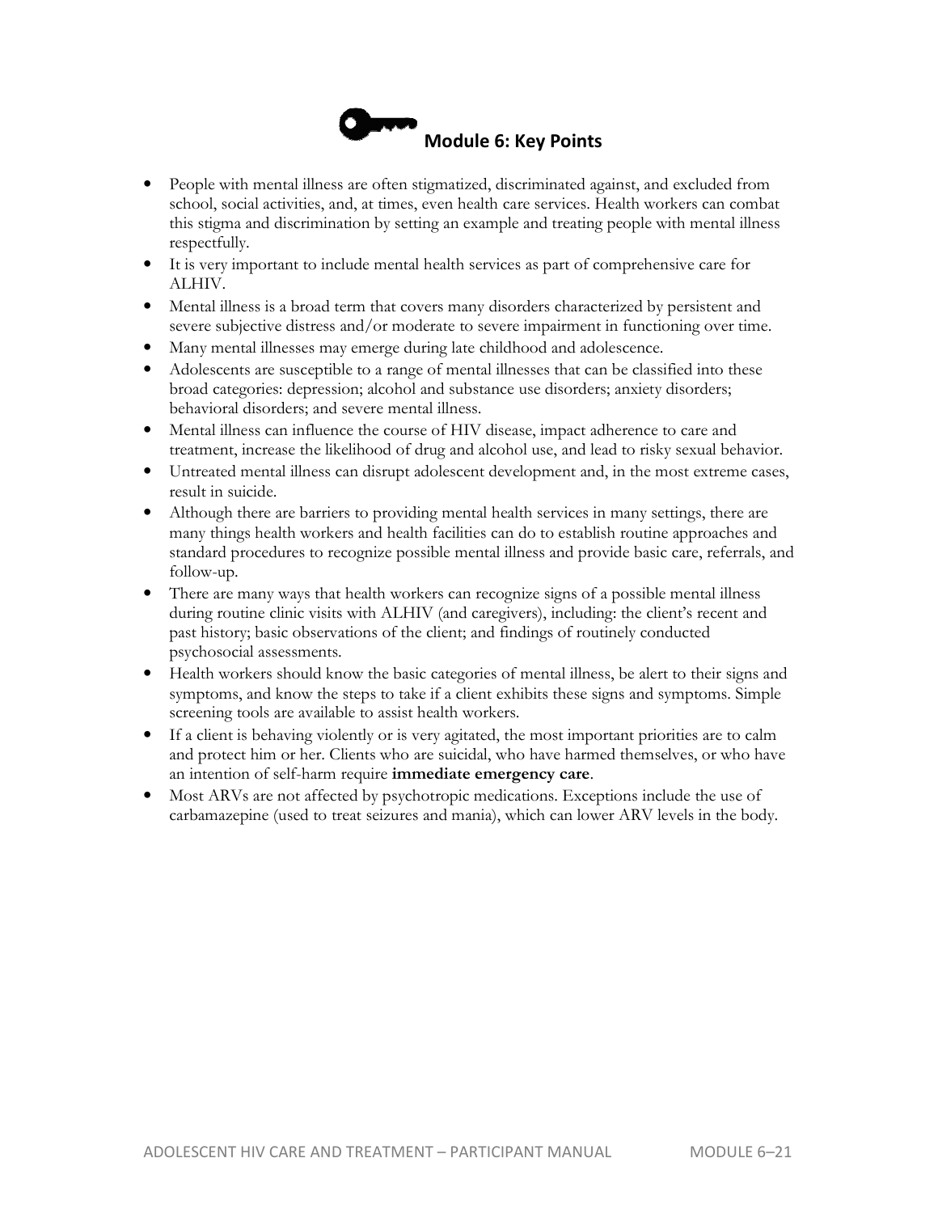## Module 6: Key Points

- People with mental illness are often stigmatized, discriminated against, and excluded from school, social activities, and, at times, even health care services. Health workers can combat this stigma and discrimination by setting an example and treating people with mental illness respectfully.
- It is very important to include mental health services as part of comprehensive care for ALHIV.
- Mental illness is a broad term that covers many disorders characterized by persistent and severe subjective distress and/or moderate to severe impairment in functioning over time.
- Many mental illnesses may emerge during late childhood and adolescence.
- Adolescents are susceptible to a range of mental illnesses that can be classified into these broad categories: depression; alcohol and substance use disorders; anxiety disorders; behavioral disorders; and severe mental illness.
- Mental illness can influence the course of HIV disease, impact adherence to care and treatment, increase the likelihood of drug and alcohol use, and lead to risky sexual behavior.
- Untreated mental illness can disrupt adolescent development and, in the most extreme cases, result in suicide.
- Although there are barriers to providing mental health services in many settings, there are many things health workers and health facilities can do to establish routine approaches and standard procedures to recognize possible mental illness and provide basic care, referrals, and follow-up.
- There are many ways that health workers can recognize signs of a possible mental illness during routine clinic visits with ALHIV (and caregivers), including: the client's recent and past history; basic observations of the client; and findings of routinely conducted psychosocial assessments.
- Health workers should know the basic categories of mental illness, be alert to their signs and symptoms, and know the steps to take if a client exhibits these signs and symptoms. Simple screening tools are available to assist health workers.
- If a client is behaving violently or is very agitated, the most important priorities are to calm and protect him or her. Clients who are suicidal, who have harmed themselves, or who have an intention of self-harm require **immediate emergency care**.
- Most ARVs are not affected by psychotropic medications. Exceptions include the use of carbamazepine (used to treat seizures and mania), which can lower ARV levels in the body.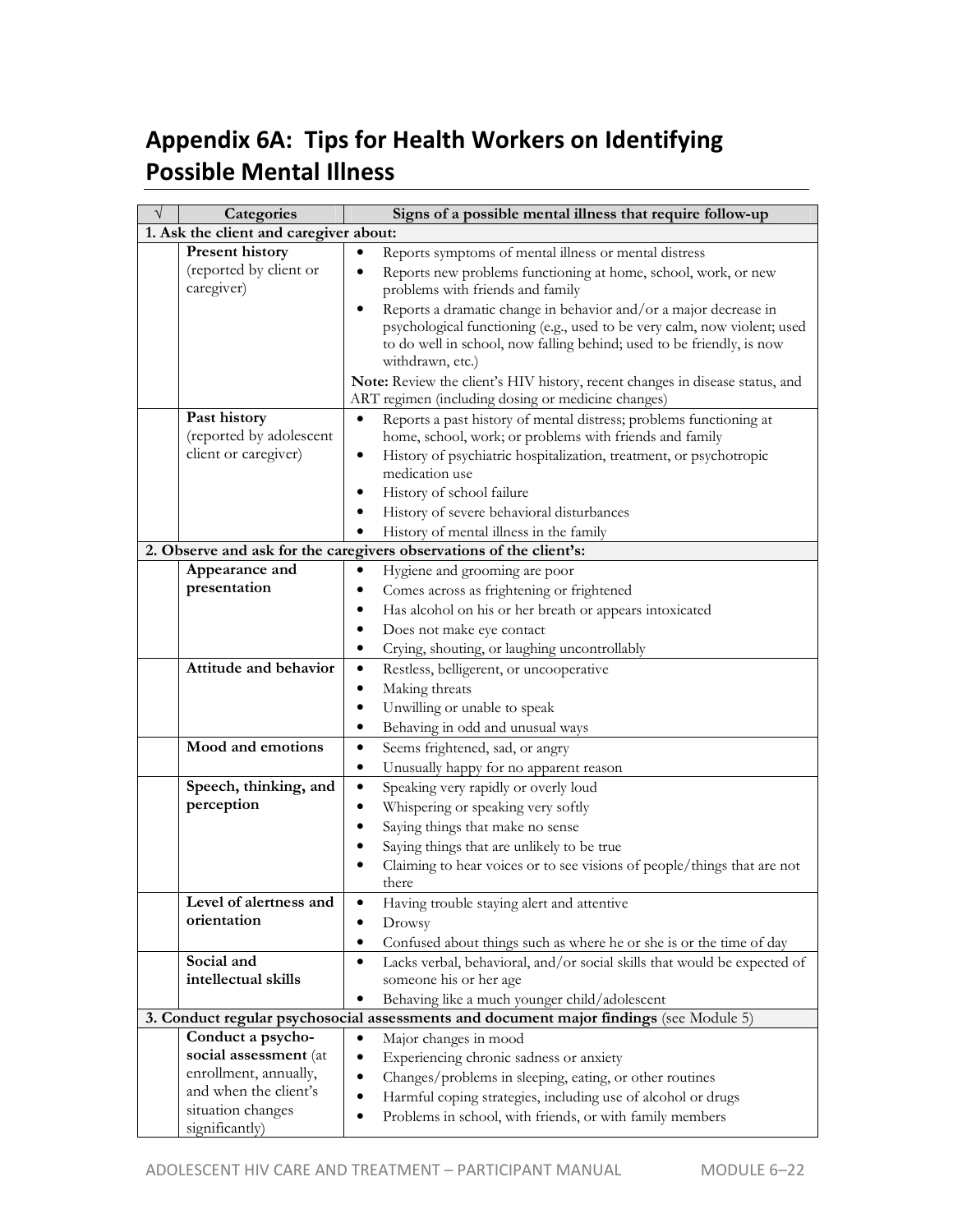## Appendix 6A: Tips for Health Workers on Identifying Possible Mental Illness

| √ | Categories | Signs of a possible mental illness that require follow-up |
|---|---|---|
| **1. Ask the client and caregiver about:** | | |
| | **Present history** (reported by client or caregiver) | • Reports symptoms of mental illness or mental distress<br>• Reports new problems functioning at home, school, work, or new problems with friends and family<br>• Reports a dramatic change in behavior and/or a major decrease in psychological functioning (e.g., used to be very calm, now violent; used to do well in school, now falling behind; used to be friendly, is now withdrawn, etc.)<br>**Note:** Review the client's HIV history, recent changes in disease status, and ART regimen (including dosing or medicine changes) |
| | **Past history** (reported by adolescent client or caregiver) | • Reports a past history of mental distress; problems functioning at home, school, work; or problems with friends and family<br>• History of psychiatric hospitalization, treatment, or psychotropic medication use<br>• History of school failure<br>• History of severe behavioral disturbances<br>• History of mental illness in the family |
| **2. Observe and ask for the caregivers observations of the client's:** | | |
| | **Appearance and presentation** | • Hygiene and grooming are poor<br>• Comes across as frightening or frightened<br>• Has alcohol on his or her breath or appears intoxicated<br>• Does not make eye contact<br>• Crying, shouting, or laughing uncontrollably |
| | **Attitude and behavior** | • Restless, belligerent, or uncooperative<br>• Making threats<br>• Unwilling or unable to speak<br>• Behaving in odd and unusual ways |
| | **Mood and emotions** | • Seems frightened, sad, or angry<br>• Unusually happy for no apparent reason |
| | **Speech, thinking, and perception** | • Speaking very rapidly or overly loud<br>• Whispering or speaking very softly<br>• Saying things that make no sense<br>• Saying things that are unlikely to be true<br>• Claiming to hear voices or to see visions of people/things that are not there |
| | **Level of alertness and orientation** | • Having trouble staying alert and attentive<br>• Drowsy<br>• Confused about things such as where he or she is or the time of day |
| | **Social and intellectual skills** | • Lacks verbal, behavioral, and/or social skills that would be expected of someone his or her age<br>• Behaving like a much younger child/adolescent |
| **3. Conduct regular psychosocial assessments and document major findings** (see Module 5) | | |
| | **Conduct a psycho-social assessment** (at enrollment, annually, and when the client's situation changes significantly) | • Major changes in mood<br>• Experiencing chronic sadness or anxiety<br>• Changes/problems in sleeping, eating, or other routines<br>• Harmful coping strategies, including use of alcohol or drugs<br>• Problems in school, with friends, or with family members |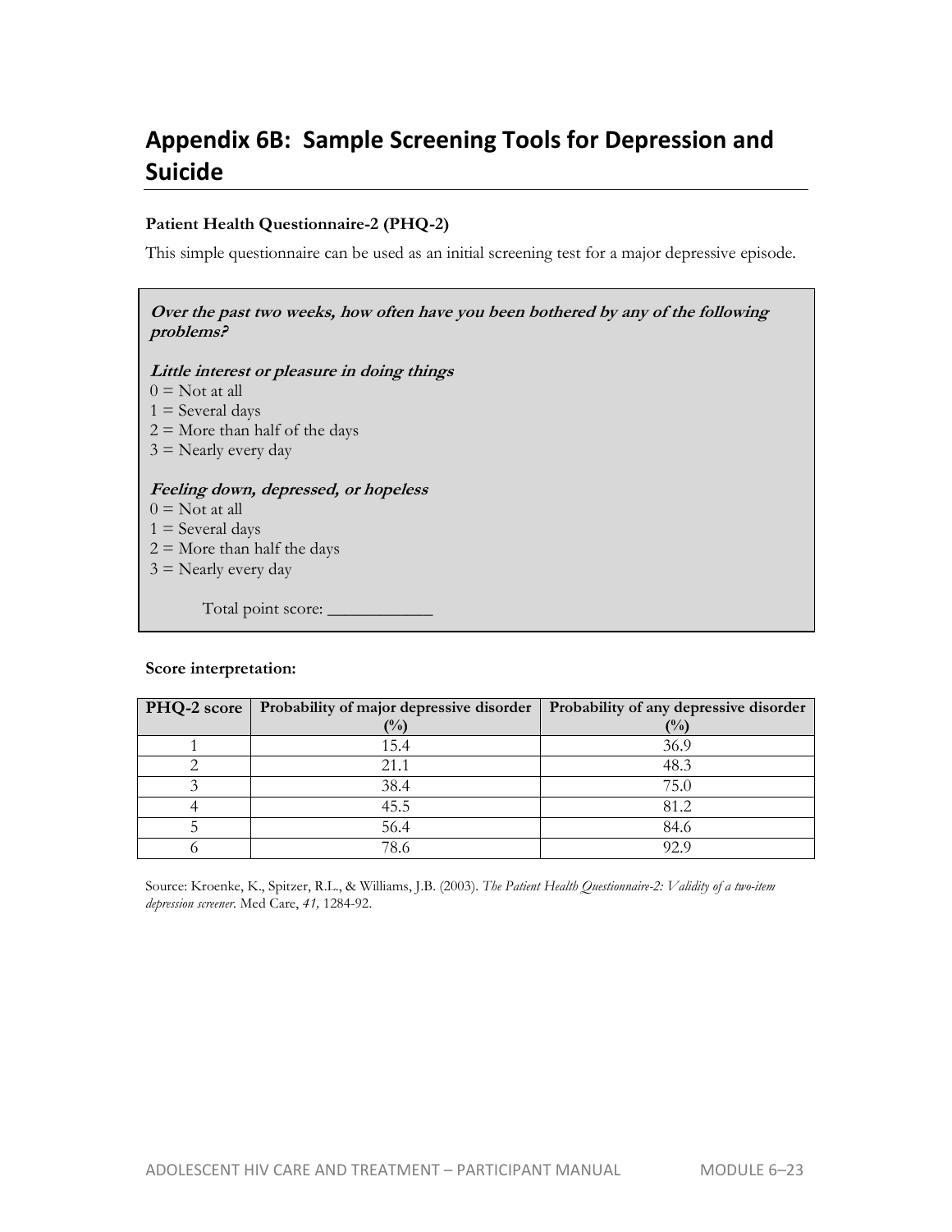# Appendix 6B: Sample Screening Tools for Depression and Suicide

**Patient Health Questionnaire-2 (PHQ-2)**

This simple questionnaire can be used as an initial screening test for a major depressive episode.

***Over the past two weeks, how often have you been bothered by any of the following problems?***

***Little interest or pleasure in doing things***

0 = Not at all
1 = Several days
2 = More than half of the days
3 = Nearly every day

***Feeling down, depressed, or hopeless***

0 = Not at all
1 = Several days
2 = More than half the days
3 = Nearly every day

Total point score: ____________

**Score interpretation:**

| PHQ-2 score | Probability of major depressive disorder (%) | Probability of any depressive disorder (%) |
|---|---|---|
| 1 | 15.4 | 36.9 |
| 2 | 21.1 | 48.3 |
| 3 | 38.4 | 75.0 |
| 4 | 45.5 | 81.2 |
| 5 | 56.4 | 84.6 |
| 6 | 78.6 | 92.9 |

Source: Kroenke, K., Spitzer, R.L., & Williams, J.B. (2003). *The Patient Health Questionnaire-2: Validity of a two-item depression screener.* Med Care, *41,* 1284-92.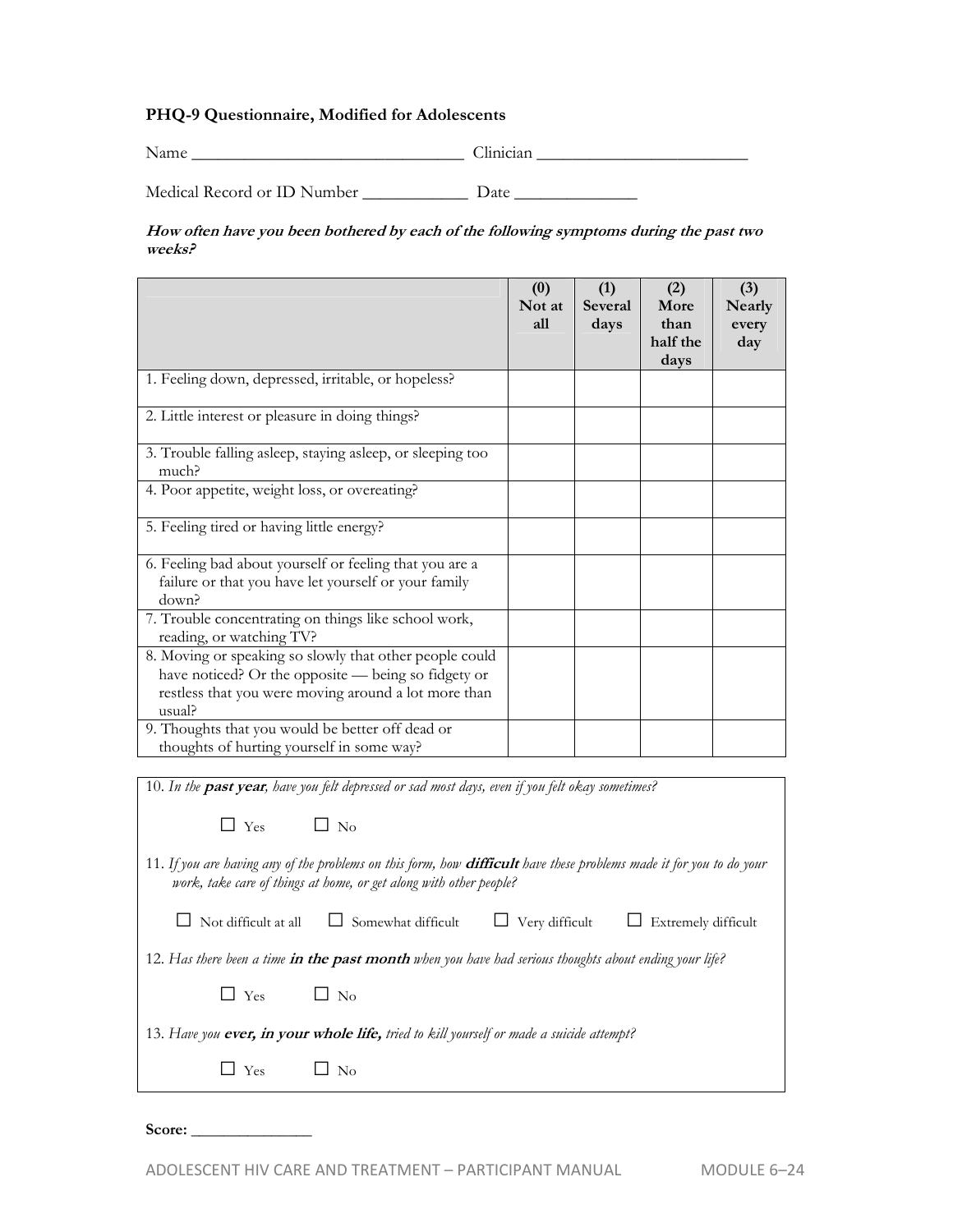### PHQ-9 Questionnaire, Modified for Adolescents

Name ______________________________ Clinician ________________________

Medical Record or ID Number ____________ Date ______________

***How often have you been bothered by each of the following symptoms during the past two weeks?***

| | (0) Not at all | (1) Several days | (2) More than half the days | (3) Nearly every day |
|---|---|---|---|---|
| 1. Feeling down, depressed, irritable, or hopeless? | | | | |
| 2. Little interest or pleasure in doing things? | | | | |
| 3. Trouble falling asleep, staying asleep, or sleeping too much? | | | | |
| 4. Poor appetite, weight loss, or overeating? | | | | |
| 5. Feeling tired or having little energy? | | | | |
| 6. Feeling bad about yourself or feeling that you are a failure or that you have let yourself or your family down? | | | | |
| 7. Trouble concentrating on things like school work, reading, or watching TV? | | | | |
| 8. Moving or speaking so slowly that other people could have noticed? Or the opposite — being so fidgety or restless that you were moving around a lot more than usual? | | | | |
| 9. Thoughts that you would be better off dead or thoughts of hurting yourself in some way? | | | | |

10. *In the* ***past year****, have you felt depressed or sad most days, even if you felt okay sometimes?*

☐ Yes ☐ No

11. *If you are having any of the problems on this form, how* ***difficult*** *have these problems made it for you to do your work, take care of things at home, or get along with other people?*

☐ Not difficult at all ☐ Somewhat difficult ☐ Very difficult ☐ Extremely difficult

12. *Has there been a time* ***in the past month*** *when you have had serious thoughts about ending your life?*

☐ Yes ☐ No

13. *Have you* ***ever, in your whole life,*** *tried to kill yourself or made a suicide attempt?*

☐ Yes ☐ No

**Score:** ______________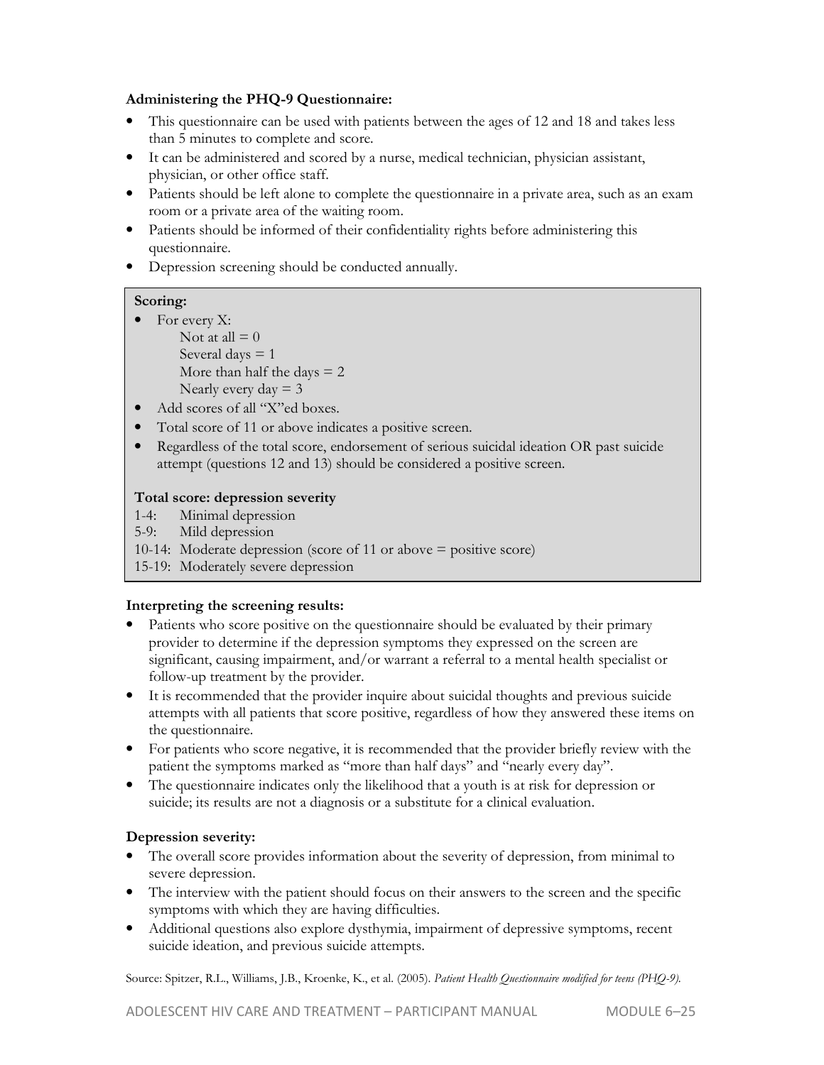**Administering the PHQ-9 Questionnaire:**

- This questionnaire can be used with patients between the ages of 12 and 18 and takes less than 5 minutes to complete and score.
- It can be administered and scored by a nurse, medical technician, physician assistant, physician, or other office staff.
- Patients should be left alone to complete the questionnaire in a private area, such as an exam room or a private area of the waiting room.
- Patients should be informed of their confidentiality rights before administering this questionnaire.
- Depression screening should be conducted annually.

**Scoring:**

- For every X:
  - Not at all = 0
  - Several days = 1
  - More than half the days = 2
  - Nearly every day = 3
- Add scores of all "X"ed boxes.
- Total score of 11 or above indicates a positive screen.
- Regardless of the total score, endorsement of serious suicidal ideation OR past suicide attempt (questions 12 and 13) should be considered a positive screen.

**Total score: depression severity**

1-4: Minimal depression
5-9: Mild depression
10-14: Moderate depression (score of 11 or above = positive score)
15-19: Moderately severe depression

**Interpreting the screening results:**

- Patients who score positive on the questionnaire should be evaluated by their primary provider to determine if the depression symptoms they expressed on the screen are significant, causing impairment, and/or warrant a referral to a mental health specialist or follow-up treatment by the provider.
- It is recommended that the provider inquire about suicidal thoughts and previous suicide attempts with all patients that score positive, regardless of how they answered these items on the questionnaire.
- For patients who score negative, it is recommended that the provider briefly review with the patient the symptoms marked as "more than half days" and "nearly every day".
- The questionnaire indicates only the likelihood that a youth is at risk for depression or suicide; its results are not a diagnosis or a substitute for a clinical evaluation.

**Depression severity:**

- The overall score provides information about the severity of depression, from minimal to severe depression.
- The interview with the patient should focus on their answers to the screen and the specific symptoms with which they are having difficulties.
- Additional questions also explore dysthymia, impairment of depressive symptoms, recent suicide ideation, and previous suicide attempts.

Source: Spitzer, R.L., Williams, J.B., Kroenke, K., et al. (2005). *Patient Health Questionnaire modified for teens (PHQ-9).*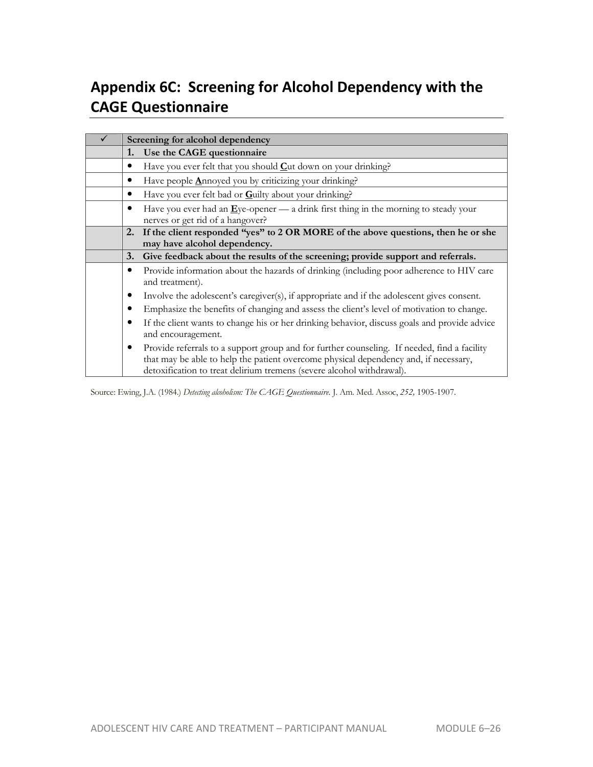## Appendix 6C: Screening for Alcohol Dependency with the CAGE Questionnaire

| ✓ | Screening for alcohol dependency |
|---|---|
| | **1. Use the CAGE questionnaire** |
| | • Have you ever felt that you should **C**ut down on your drinking? |
| | • Have people **A**nnoyed you by criticizing your drinking? |
| | • Have you ever felt bad or **G**uilty about your drinking? |
| | • Have you ever had an **E**ye-opener — a drink first thing in the morning to steady your nerves or get rid of a hangover? |
| | **2. If the client responded "yes" to 2 OR MORE of the above questions, then he or she may have alcohol dependency.** |
| | **3. Give feedback about the results of the screening; provide support and referrals.** |
| | • Provide information about the hazards of drinking (including poor adherence to HIV care and treatment).<br>• Involve the adolescent's caregiver(s), if appropriate and if the adolescent gives consent.<br>• Emphasize the benefits of changing and assess the client's level of motivation to change.<br>• If the client wants to change his or her drinking behavior, discuss goals and provide advice and encouragement.<br>• Provide referrals to a support group and for further counseling. If needed, find a facility that may be able to help the patient overcome physical dependency and, if necessary, detoxification to treat delirium tremens (severe alcohol withdrawal). |

Source: Ewing, J.A. (1984.) *Detecting alcoholism: The CAGE Questionnaire.* J. Am. Med. Assoc, *252,* 1905-1907.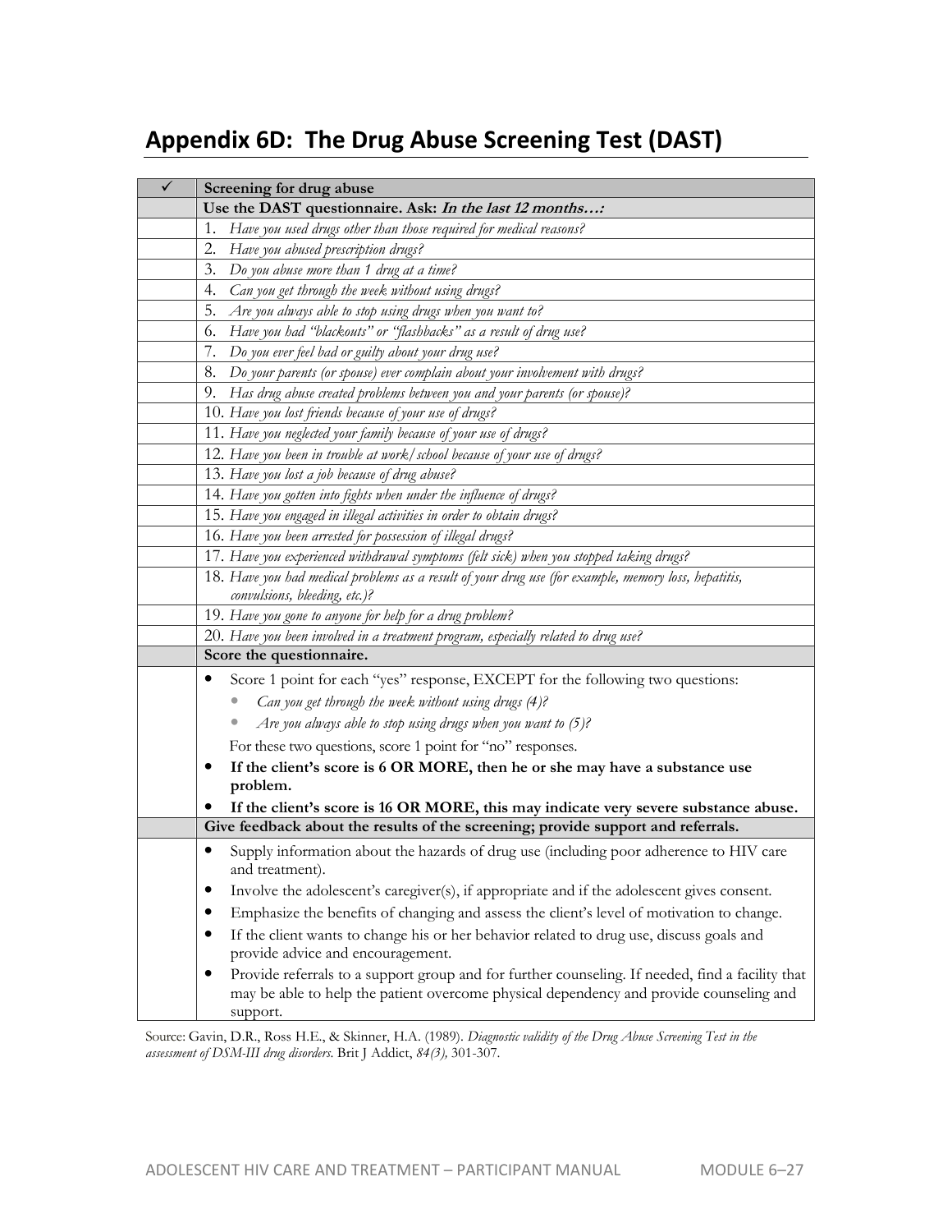## Appendix 6D: The Drug Abuse Screening Test (DAST)

| ✓ | Screening for drug abuse |
|---|---|
| | **Use the DAST questionnaire. Ask: *In the last 12 months…:*** |
| | 1. *Have you used drugs other than those required for medical reasons?* |
| | 2. *Have you abused prescription drugs?* |
| | 3. *Do you abuse more than 1 drug at a time?* |
| | 4. *Can you get through the week without using drugs?* |
| | 5. *Are you always able to stop using drugs when you want to?* |
| | 6. *Have you had "blackouts" or "flashbacks" as a result of drug use?* |
| | 7. *Do you ever feel bad or guilty about your drug use?* |
| | 8. *Do your parents (or spouse) ever complain about your involvement with drugs?* |
| | 9. *Has drug abuse created problems between you and your parents (or spouse)?* |
| | 10. *Have you lost friends because of your use of drugs?* |
| | 11. *Have you neglected your family because of your use of drugs?* |
| | 12. *Have you been in trouble at work/school because of your use of drugs?* |
| | 13. *Have you lost a job because of drug abuse?* |
| | 14. *Have you gotten into fights when under the influence of drugs?* |
| | 15. *Have you engaged in illegal activities in order to obtain drugs?* |
| | 16. *Have you been arrested for possession of illegal drugs?* |
| | 17. *Have you experienced withdrawal symptoms (felt sick) when you stopped taking drugs?* |
| | 18. *Have you had medical problems as a result of your drug use (for example, memory loss, hepatitis, convulsions, bleeding, etc.)?* |
| | 19. *Have you gone to anyone for help for a drug problem?* |
| | 20. *Have you been involved in a treatment program, especially related to drug use?* |
| | **Score the questionnaire.** |
| | • Score 1 point for each "yes" response, EXCEPT for the following two questions:<br>  ◦ *Can you get through the week without using drugs (4)?*<br>  ◦ *Are you always able to stop using drugs when you want to (5)?*<br>For these two questions, score 1 point for "no" responses.<br>• **If the client's score is 6 OR MORE, then he or she may have a substance use problem.**<br>• **If the client's score is 16 OR MORE, this may indicate very severe substance abuse.** |
| | **Give feedback about the results of the screening; provide support and referrals.** |
| | • Supply information about the hazards of drug use (including poor adherence to HIV care and treatment).<br>• Involve the adolescent's caregiver(s), if appropriate and if the adolescent gives consent.<br>• Emphasize the benefits of changing and assess the client's level of motivation to change.<br>• If the client wants to change his or her behavior related to drug use, discuss goals and provide advice and encouragement.<br>• Provide referrals to a support group and for further counseling. If needed, find a facility that may be able to help the patient overcome physical dependency and provide counseling and support. |

Source: Gavin, D.R., Ross H.E., & Skinner, H.A. (1989). *Diagnostic validity of the Drug Abuse Screening Test in the assessment of DSM-III drug disorders.* Brit J Addict, *84(3),* 301-307.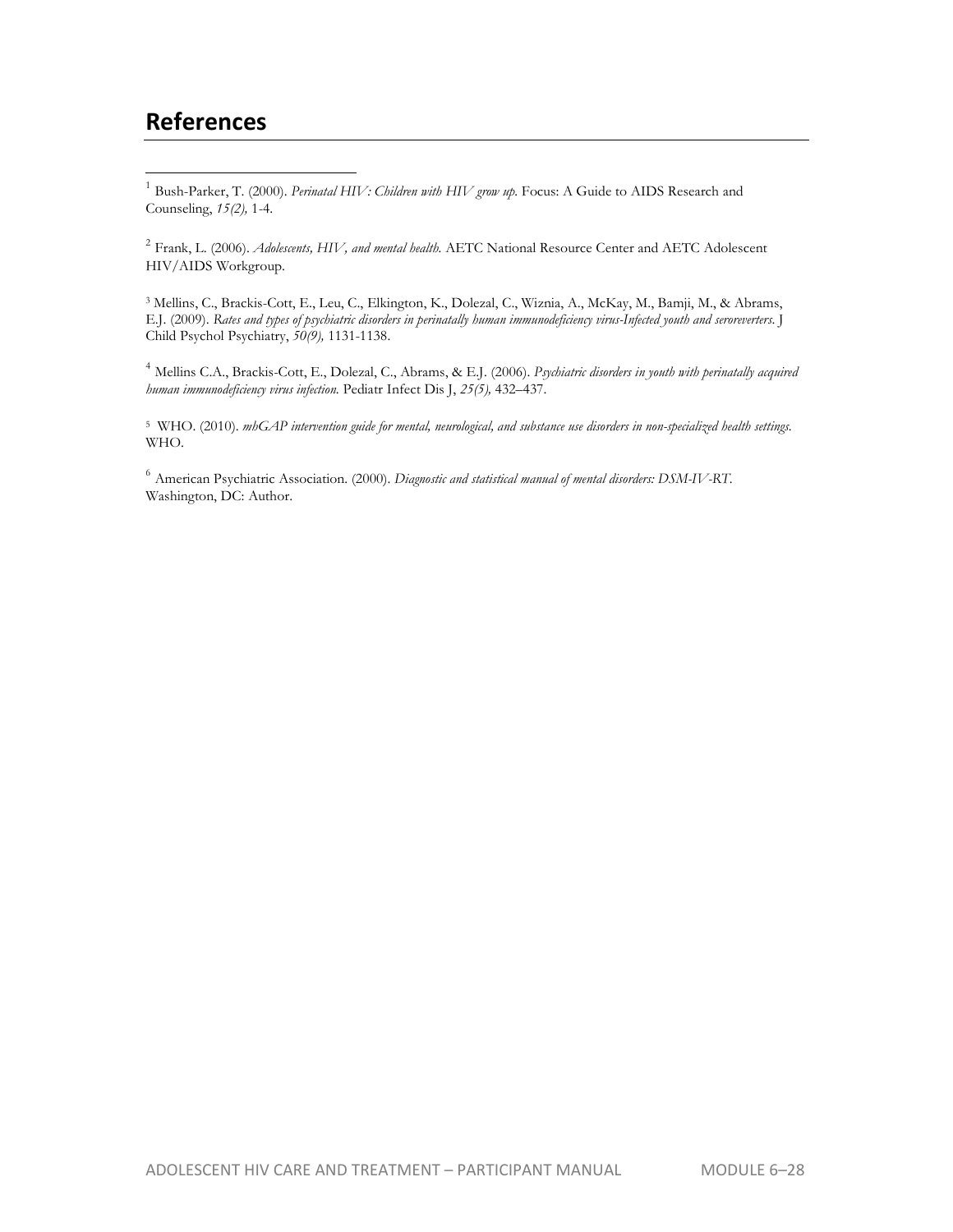## References

[1] Bush-Parker, T. (2000). *Perinatal HIV: Children with HIV grow up.* Focus: A Guide to AIDS Research and Counseling, *15(2),* 1-4.

[2] Frank, L. (2006). *Adolescents, HIV, and mental health.* AETC National Resource Center and AETC Adolescent HIV/AIDS Workgroup.

[3] Mellins, C., Brackis-Cott, E., Leu, C., Elkington, K., Dolezal, C., Wiznia, A., McKay, M., Bamji, M., & Abrams, E.J. (2009). *Rates and types of psychiatric disorders in perinatally human immunodeficiency virus-Infected youth and seroreverters.* J Child Psychol Psychiatry, *50(9),* 1131-1138.

[4] Mellins C.A., Brackis-Cott, E., Dolezal, C., Abrams, & E.J. (2006). *Psychiatric disorders in youth with perinatally acquired human immunodeficiency virus infection.* Pediatr Infect Dis J, *25(5),* 432–437.

[5] WHO. (2010). *mhGAP intervention guide for mental, neurological, and substance use disorders in non-specialized health settings.* WHO.

[6] American Psychiatric Association. (2000). *Diagnostic and statistical manual of mental disorders: DSM-IV-RT.* Washington, DC: Author.